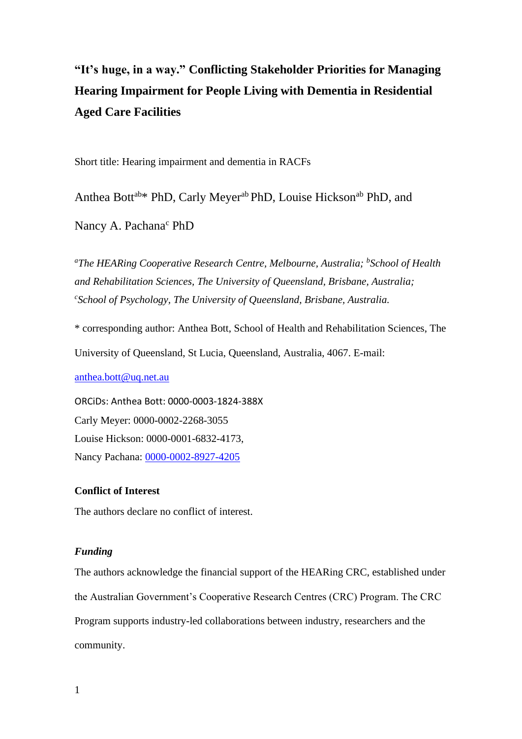# "It's huge, in a way." Conflicting Stakeholder Priorities for Managing Hearing Impairment for People Living with Dementia in Residential Aged Care Facilities

Short title: Hearing impairment and dementia in RACFs

Anthea Bott[ab]* PhD, Carly Meyer[ab] PhD, Louise Hickson[ab] PhD, and

Nancy A. Pachana[c] PhD

*[a]The HEARing Cooperative Research Centre, Melbourne, Australia; [b]School of Health and Rehabilitation Sciences, The University of Queensland, Brisbane, Australia; [c]School of Psychology, The University of Queensland, Brisbane, Australia.*

* corresponding author: Anthea Bott, School of Health and Rehabilitation Sciences, The University of Queensland, St Lucia, Queensland, Australia, 4067. E-mail: anthea.bott@uq.net.au

ORCiDs: Anthea Bott: 0000-0003-1824-388X
Carly Meyer: 0000-0002-2268-3055
Louise Hickson: 0000-0001-6832-4173,
Nancy Pachana: 0000-0002-8927-4205

**Conflict of Interest**

The authors declare no conflict of interest.

***Funding***

The authors acknowledge the financial support of the HEARing CRC, established under the Australian Government's Cooperative Research Centres (CRC) Program. The CRC Program supports industry-led collaborations between industry, researchers and the community.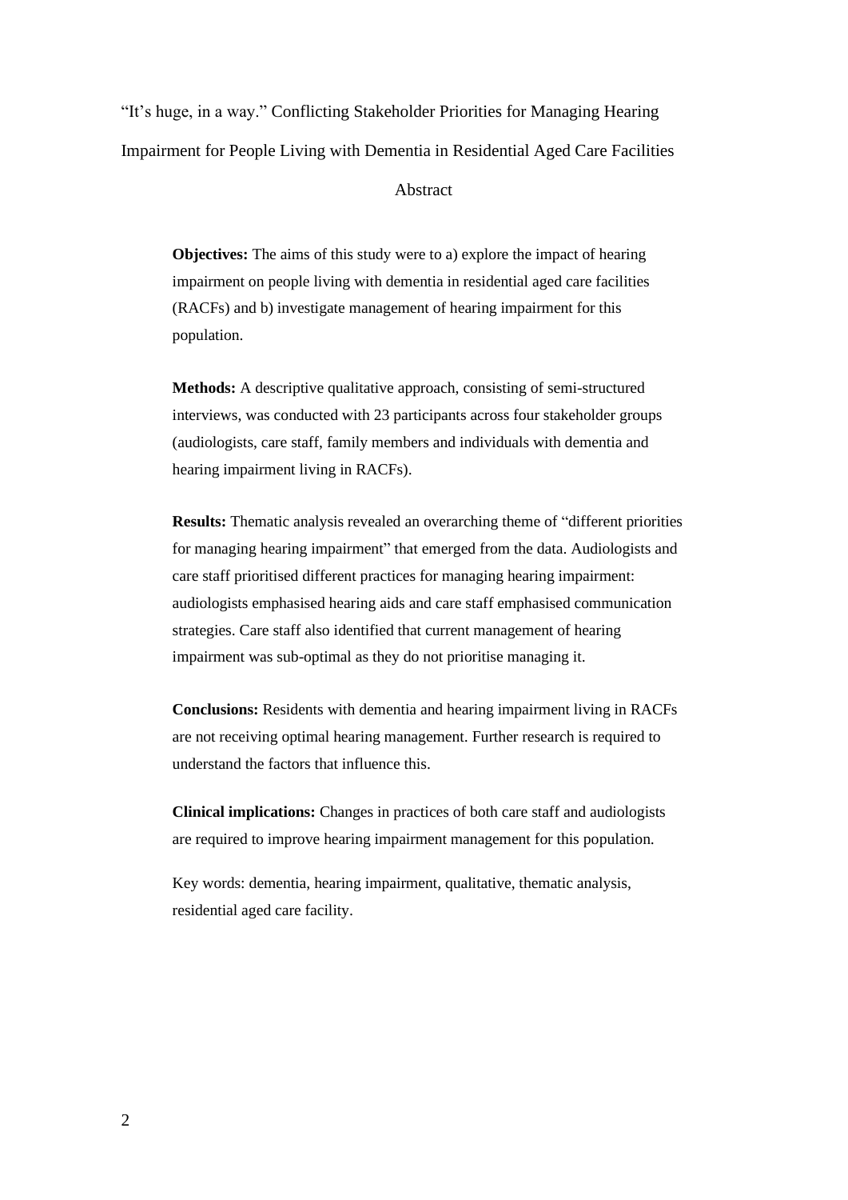# "It's huge, in a way." Conflicting Stakeholder Priorities for Managing Hearing Impairment for People Living with Dementia in Residential Aged Care Facilities

## Abstract

**Objectives:** The aims of this study were to a) explore the impact of hearing impairment on people living with dementia in residential aged care facilities (RACFs) and b) investigate management of hearing impairment for this population.

**Methods:** A descriptive qualitative approach, consisting of semi-structured interviews, was conducted with 23 participants across four stakeholder groups (audiologists, care staff, family members and individuals with dementia and hearing impairment living in RACFs).

**Results:** Thematic analysis revealed an overarching theme of "different priorities for managing hearing impairment" that emerged from the data. Audiologists and care staff prioritised different practices for managing hearing impairment: audiologists emphasised hearing aids and care staff emphasised communication strategies. Care staff also identified that current management of hearing impairment was sub-optimal as they do not prioritise managing it.

**Conclusions:** Residents with dementia and hearing impairment living in RACFs are not receiving optimal hearing management. Further research is required to understand the factors that influence this.

**Clinical implications:** Changes in practices of both care staff and audiologists are required to improve hearing impairment management for this population.

Key words: dementia, hearing impairment, qualitative, thematic analysis, residential aged care facility.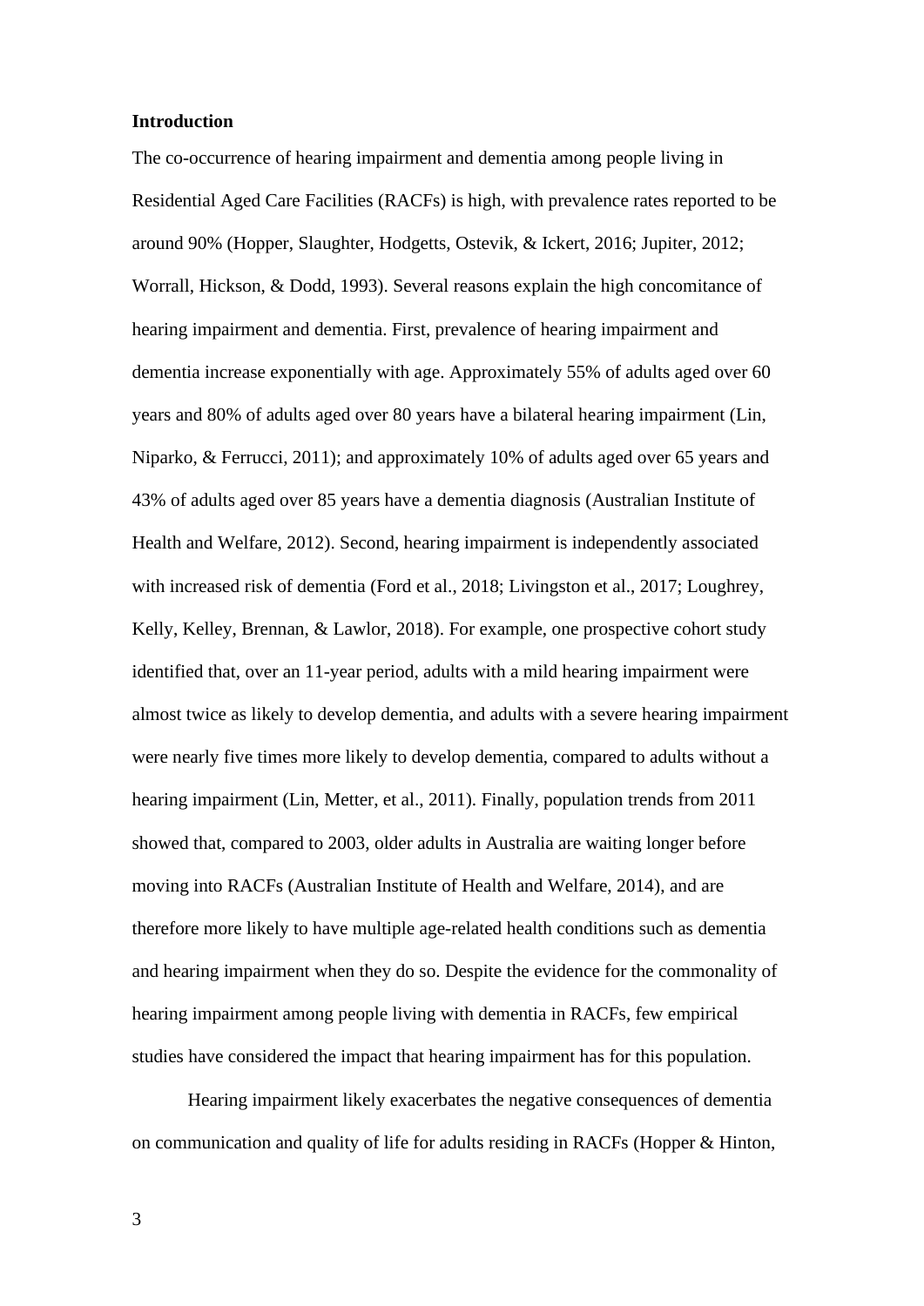**Introduction**

The co-occurrence of hearing impairment and dementia among people living in Residential Aged Care Facilities (RACFs) is high, with prevalence rates reported to be around 90% (Hopper, Slaughter, Hodgetts, Ostevik, & Ickert, 2016; Jupiter, 2012; Worrall, Hickson, & Dodd, 1993). Several reasons explain the high concomitance of hearing impairment and dementia. First, prevalence of hearing impairment and dementia increase exponentially with age. Approximately 55% of adults aged over 60 years and 80% of adults aged over 80 years have a bilateral hearing impairment (Lin, Niparko, & Ferrucci, 2011); and approximately 10% of adults aged over 65 years and 43% of adults aged over 85 years have a dementia diagnosis (Australian Institute of Health and Welfare, 2012). Second, hearing impairment is independently associated with increased risk of dementia (Ford et al., 2018; Livingston et al., 2017; Loughrey, Kelly, Kelley, Brennan, & Lawlor, 2018). For example, one prospective cohort study identified that, over an 11-year period, adults with a mild hearing impairment were almost twice as likely to develop dementia, and adults with a severe hearing impairment were nearly five times more likely to develop dementia, compared to adults without a hearing impairment (Lin, Metter, et al., 2011). Finally, population trends from 2011 showed that, compared to 2003, older adults in Australia are waiting longer before moving into RACFs (Australian Institute of Health and Welfare, 2014), and are therefore more likely to have multiple age-related health conditions such as dementia and hearing impairment when they do so. Despite the evidence for the commonality of hearing impairment among people living with dementia in RACFs, few empirical studies have considered the impact that hearing impairment has for this population.

Hearing impairment likely exacerbates the negative consequences of dementia on communication and quality of life for adults residing in RACFs (Hopper & Hinton,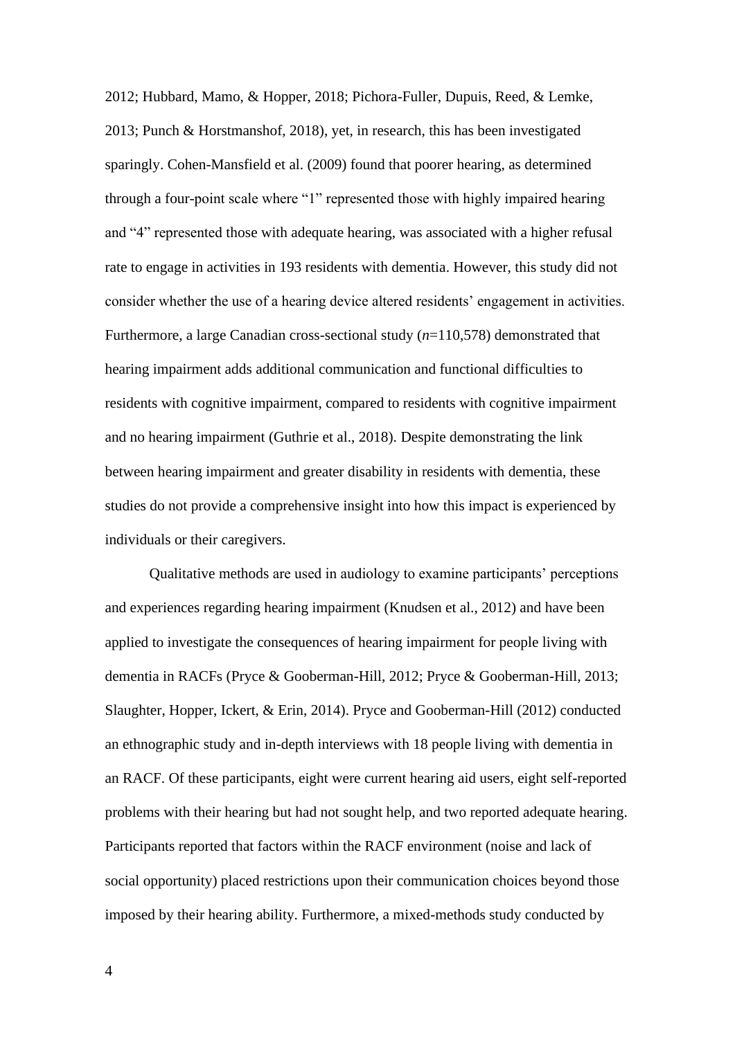2012; Hubbard, Mamo, & Hopper, 2018; Pichora-Fuller, Dupuis, Reed, & Lemke, 2013; Punch & Horstmanshof, 2018), yet, in research, this has been investigated sparingly. Cohen-Mansfield et al. (2009) found that poorer hearing, as determined through a four-point scale where "1" represented those with highly impaired hearing and "4" represented those with adequate hearing, was associated with a higher refusal rate to engage in activities in 193 residents with dementia. However, this study did not consider whether the use of a hearing device altered residents' engagement in activities. Furthermore, a large Canadian cross-sectional study (*n*=110,578) demonstrated that hearing impairment adds additional communication and functional difficulties to residents with cognitive impairment, compared to residents with cognitive impairment and no hearing impairment (Guthrie et al., 2018). Despite demonstrating the link between hearing impairment and greater disability in residents with dementia, these studies do not provide a comprehensive insight into how this impact is experienced by individuals or their caregivers.

Qualitative methods are used in audiology to examine participants' perceptions and experiences regarding hearing impairment (Knudsen et al., 2012) and have been applied to investigate the consequences of hearing impairment for people living with dementia in RACFs (Pryce & Gooberman-Hill, 2012; Pryce & Gooberman-Hill, 2013; Slaughter, Hopper, Ickert, & Erin, 2014). Pryce and Gooberman-Hill (2012) conducted an ethnographic study and in-depth interviews with 18 people living with dementia in an RACF. Of these participants, eight were current hearing aid users, eight self-reported problems with their hearing but had not sought help, and two reported adequate hearing. Participants reported that factors within the RACF environment (noise and lack of social opportunity) placed restrictions upon their communication choices beyond those imposed by their hearing ability. Furthermore, a mixed-methods study conducted by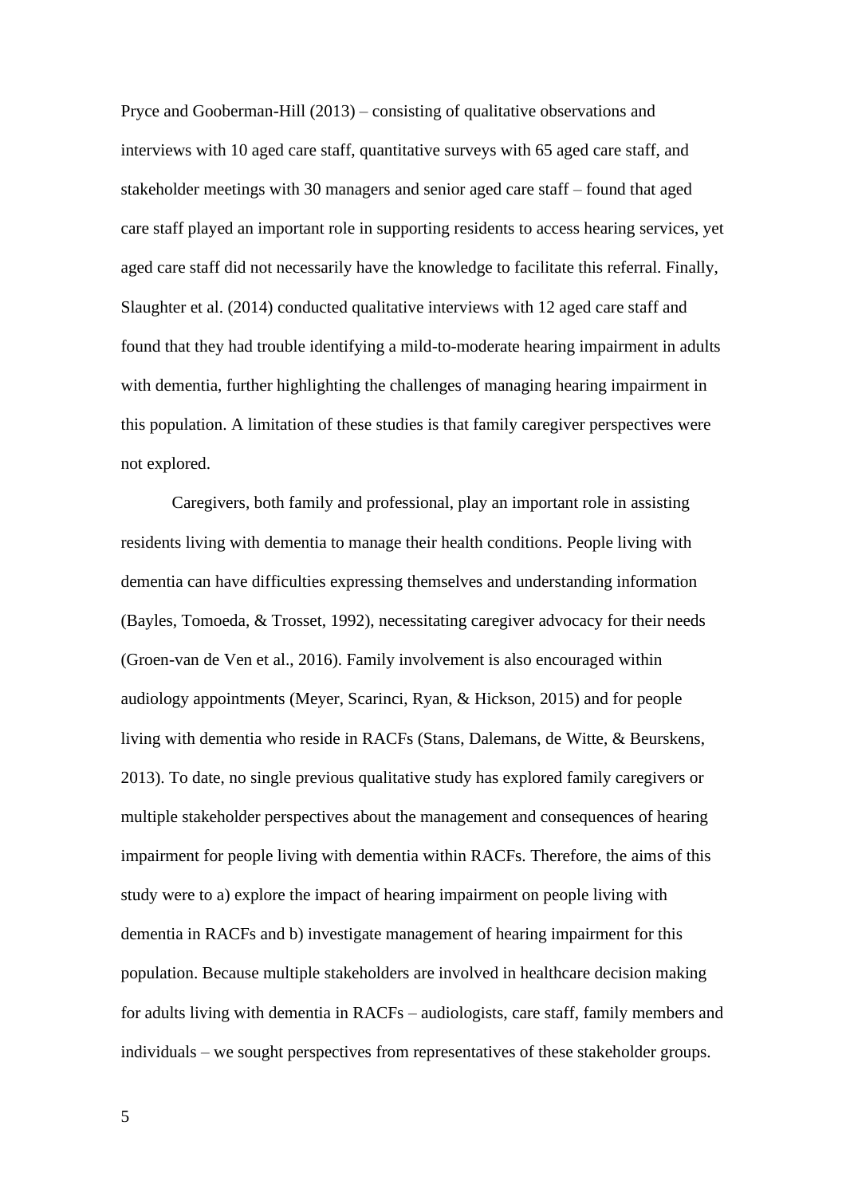Pryce and Gooberman-Hill (2013) – consisting of qualitative observations and interviews with 10 aged care staff, quantitative surveys with 65 aged care staff, and stakeholder meetings with 30 managers and senior aged care staff – found that aged care staff played an important role in supporting residents to access hearing services, yet aged care staff did not necessarily have the knowledge to facilitate this referral. Finally, Slaughter et al. (2014) conducted qualitative interviews with 12 aged care staff and found that they had trouble identifying a mild-to-moderate hearing impairment in adults with dementia, further highlighting the challenges of managing hearing impairment in this population. A limitation of these studies is that family caregiver perspectives were not explored.

Caregivers, both family and professional, play an important role in assisting residents living with dementia to manage their health conditions. People living with dementia can have difficulties expressing themselves and understanding information (Bayles, Tomoeda, & Trosset, 1992), necessitating caregiver advocacy for their needs (Groen-van de Ven et al., 2016). Family involvement is also encouraged within audiology appointments (Meyer, Scarinci, Ryan, & Hickson, 2015) and for people living with dementia who reside in RACFs (Stans, Dalemans, de Witte, & Beurskens, 2013). To date, no single previous qualitative study has explored family caregivers or multiple stakeholder perspectives about the management and consequences of hearing impairment for people living with dementia within RACFs. Therefore, the aims of this study were to a) explore the impact of hearing impairment on people living with dementia in RACFs and b) investigate management of hearing impairment for this population. Because multiple stakeholders are involved in healthcare decision making for adults living with dementia in RACFs – audiologists, care staff, family members and individuals – we sought perspectives from representatives of these stakeholder groups.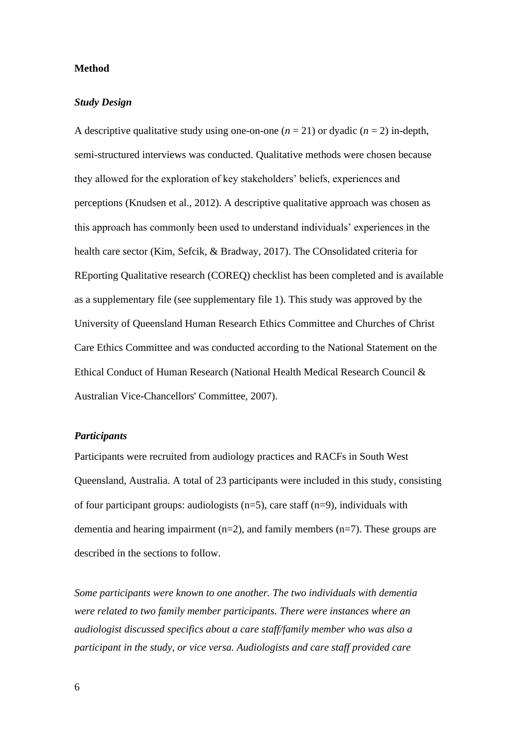## Method

### *Study Design*

A descriptive qualitative study using one-on-one ($n$ = 21) or dyadic ($n$ = 2) in-depth, semi-structured interviews was conducted. Qualitative methods were chosen because they allowed for the exploration of key stakeholders' beliefs, experiences and perceptions (Knudsen et al., 2012). A descriptive qualitative approach was chosen as this approach has commonly been used to understand individuals' experiences in the health care sector (Kim, Sefcik, & Bradway, 2017). The COnsolidated criteria for REporting Qualitative research (COREQ) checklist has been completed and is available as a supplementary file (see supplementary file 1). This study was approved by the University of Queensland Human Research Ethics Committee and Churches of Christ Care Ethics Committee and was conducted according to the National Statement on the Ethical Conduct of Human Research (National Health Medical Research Council & Australian Vice-Chancellors' Committee, 2007).

### *Participants*

Participants were recruited from audiology practices and RACFs in South West Queensland, Australia. A total of 23 participants were included in this study, consisting of four participant groups: audiologists (n=5), care staff (n=9), individuals with dementia and hearing impairment (n=2), and family members (n=7). These groups are described in the sections to follow.

*Some participants were known to one another. The two individuals with dementia were related to two family member participants. There were instances where an audiologist discussed specifics about a care staff/family member who was also a participant in the study, or vice versa. Audiologists and care staff provided care*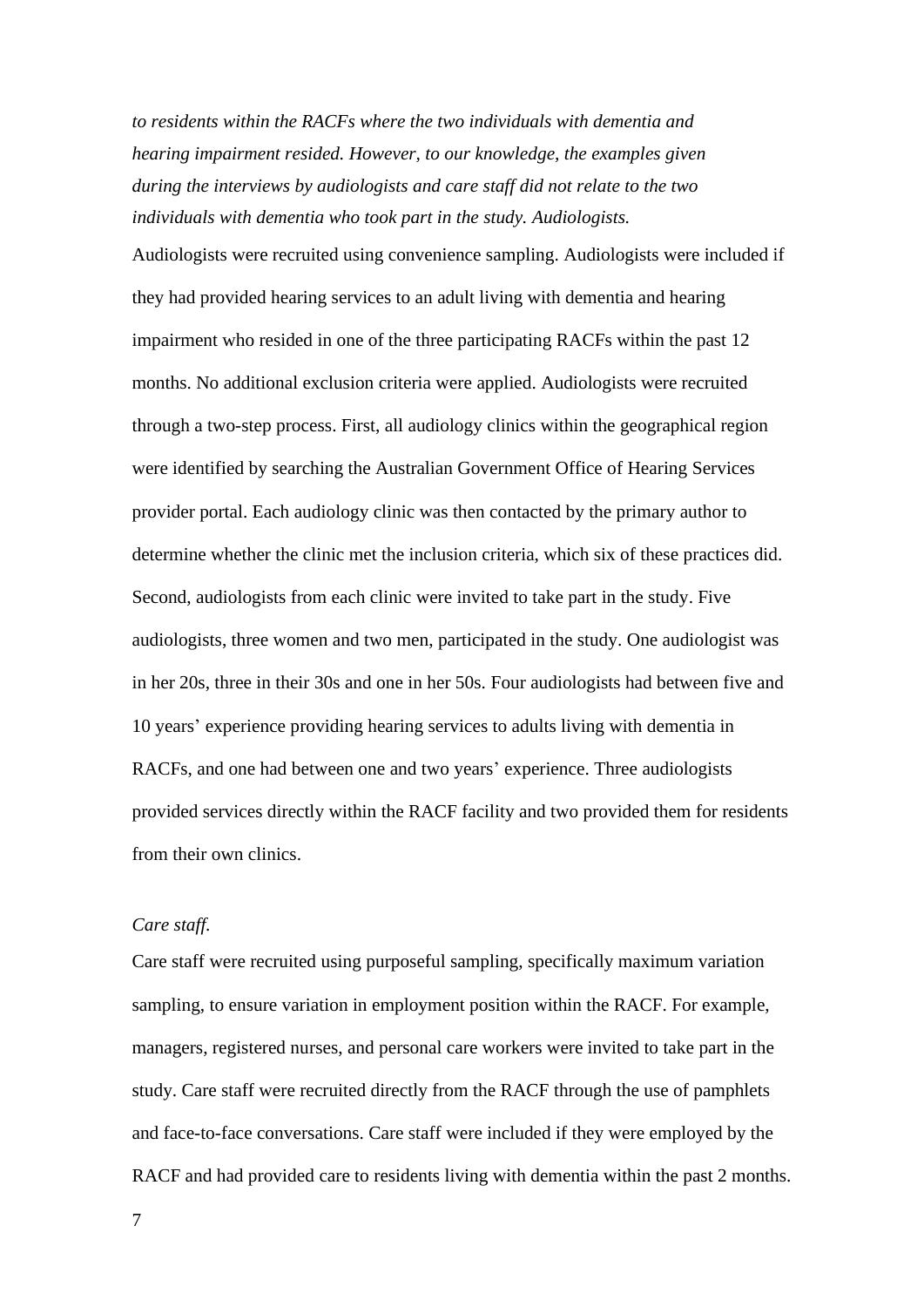*to residents within the RACFs where the two individuals with dementia and hearing impairment resided. However, to our knowledge, the examples given during the interviews by audiologists and care staff did not relate to the two individuals with dementia who took part in the study. Audiologists.*

Audiologists were recruited using convenience sampling. Audiologists were included if they had provided hearing services to an adult living with dementia and hearing impairment who resided in one of the three participating RACFs within the past 12 months. No additional exclusion criteria were applied. Audiologists were recruited through a two-step process. First, all audiology clinics within the geographical region were identified by searching the Australian Government Office of Hearing Services provider portal. Each audiology clinic was then contacted by the primary author to determine whether the clinic met the inclusion criteria, which six of these practices did. Second, audiologists from each clinic were invited to take part in the study. Five audiologists, three women and two men, participated in the study. One audiologist was in her 20s, three in their 30s and one in her 50s. Four audiologists had between five and 10 years' experience providing hearing services to adults living with dementia in RACFs, and one had between one and two years' experience. Three audiologists provided services directly within the RACF facility and two provided them for residents from their own clinics.

*Care staff.*

Care staff were recruited using purposeful sampling, specifically maximum variation sampling, to ensure variation in employment position within the RACF. For example, managers, registered nurses, and personal care workers were invited to take part in the study. Care staff were recruited directly from the RACF through the use of pamphlets and face-to-face conversations. Care staff were included if they were employed by the RACF and had provided care to residents living with dementia within the past 2 months.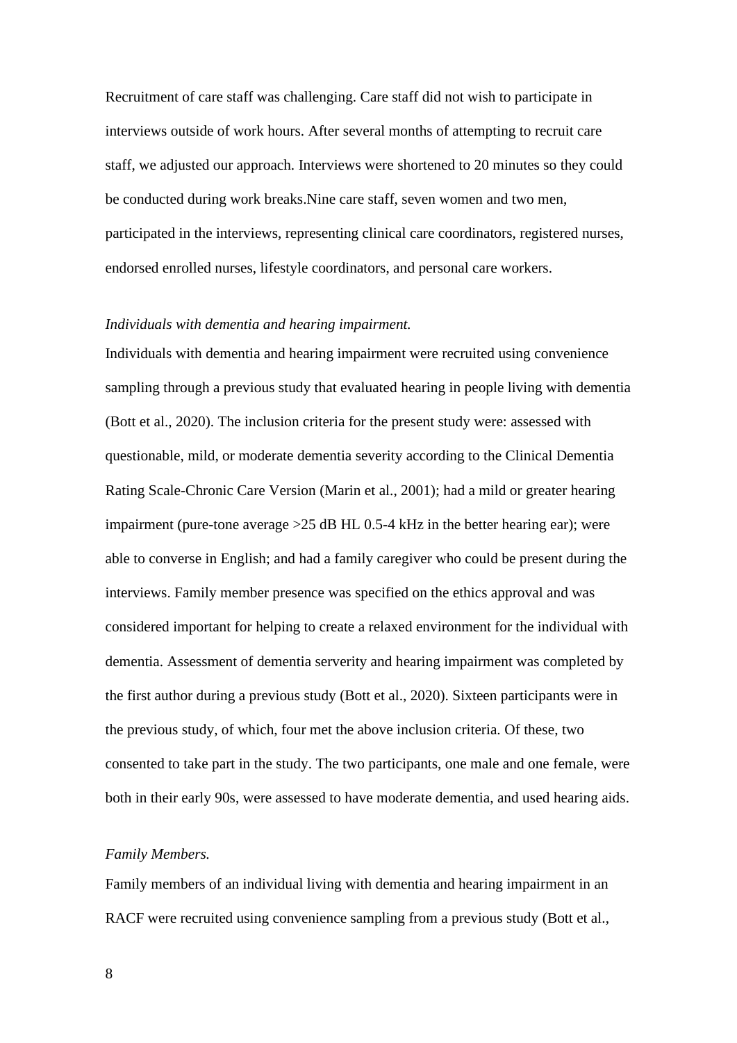Recruitment of care staff was challenging. Care staff did not wish to participate in interviews outside of work hours. After several months of attempting to recruit care staff, we adjusted our approach. Interviews were shortened to 20 minutes so they could be conducted during work breaks.Nine care staff, seven women and two men, participated in the interviews, representing clinical care coordinators, registered nurses, endorsed enrolled nurses, lifestyle coordinators, and personal care workers.

*Individuals with dementia and hearing impairment.*

Individuals with dementia and hearing impairment were recruited using convenience sampling through a previous study that evaluated hearing in people living with dementia (Bott et al., 2020). The inclusion criteria for the present study were: assessed with questionable, mild, or moderate dementia severity according to the Clinical Dementia Rating Scale-Chronic Care Version (Marin et al., 2001); had a mild or greater hearing impairment (pure-tone average >25 dB HL 0.5-4 kHz in the better hearing ear); were able to converse in English; and had a family caregiver who could be present during the interviews. Family member presence was specified on the ethics approval and was considered important for helping to create a relaxed environment for the individual with dementia. Assessment of dementia serverity and hearing impairment was completed by the first author during a previous study (Bott et al., 2020). Sixteen participants were in the previous study, of which, four met the above inclusion criteria. Of these, two consented to take part in the study. The two participants, one male and one female, were both in their early 90s, were assessed to have moderate dementia, and used hearing aids.

*Family Members.*

Family members of an individual living with dementia and hearing impairment in an RACF were recruited using convenience sampling from a previous study (Bott et al.,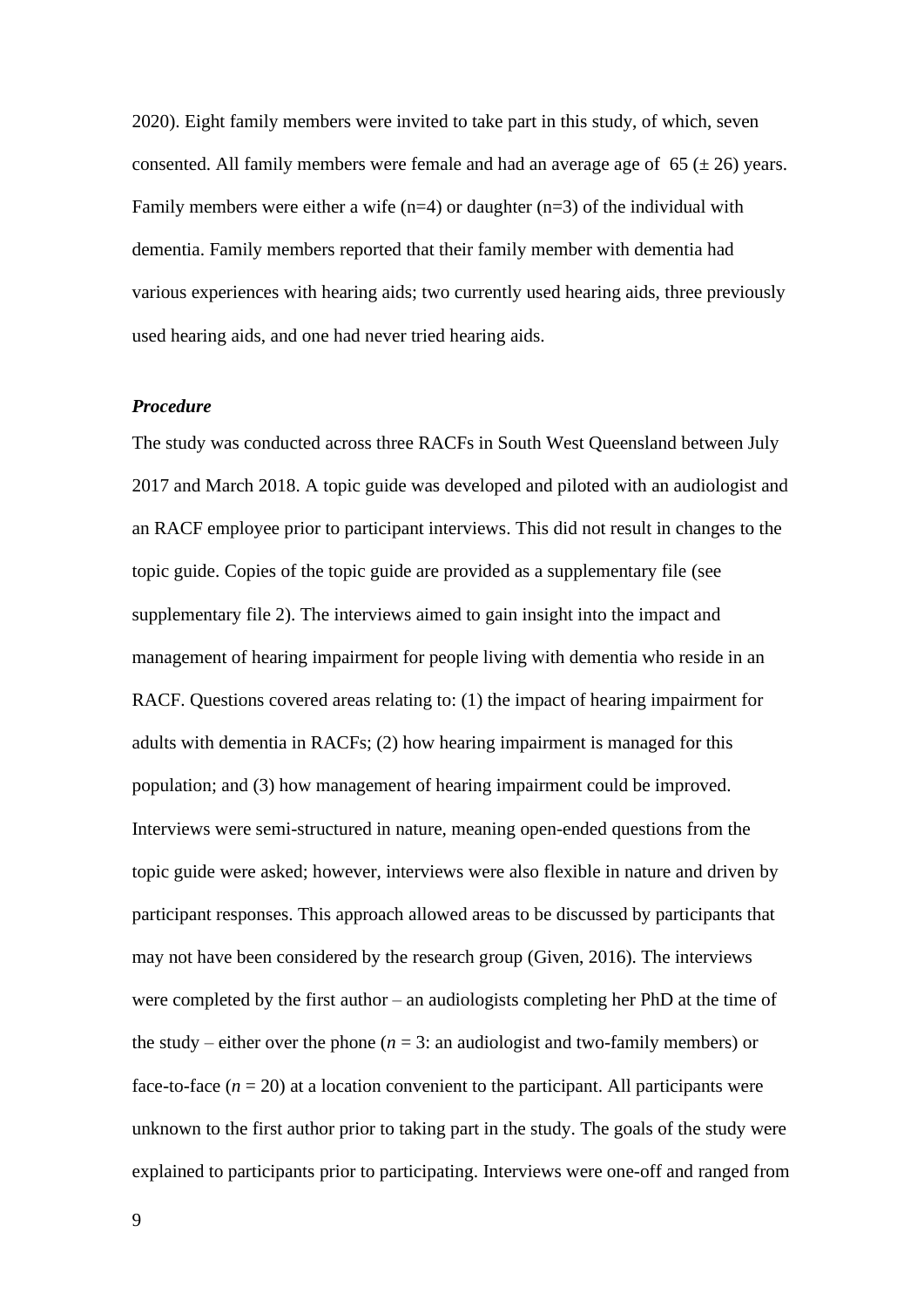2020). Eight family members were invited to take part in this study, of which, seven consented. All family members were female and had an average age of 65 (± 26) years. Family members were either a wife (n=4) or daughter (n=3) of the individual with dementia. Family members reported that their family member with dementia had various experiences with hearing aids; two currently used hearing aids, three previously used hearing aids, and one had never tried hearing aids.

***Procedure***

The study was conducted across three RACFs in South West Queensland between July 2017 and March 2018. A topic guide was developed and piloted with an audiologist and an RACF employee prior to participant interviews. This did not result in changes to the topic guide. Copies of the topic guide are provided as a supplementary file (see supplementary file 2). The interviews aimed to gain insight into the impact and management of hearing impairment for people living with dementia who reside in an RACF. Questions covered areas relating to: (1) the impact of hearing impairment for adults with dementia in RACFs; (2) how hearing impairment is managed for this population; and (3) how management of hearing impairment could be improved. Interviews were semi-structured in nature, meaning open-ended questions from the topic guide were asked; however, interviews were also flexible in nature and driven by participant responses. This approach allowed areas to be discussed by participants that may not have been considered by the research group (Given, 2016). The interviews were completed by the first author – an audiologists completing her PhD at the time of the study – either over the phone (*n* = 3: an audiologist and two-family members) or face-to-face (*n* = 20) at a location convenient to the participant. All participants were unknown to the first author prior to taking part in the study. The goals of the study were explained to participants prior to participating. Interviews were one-off and ranged from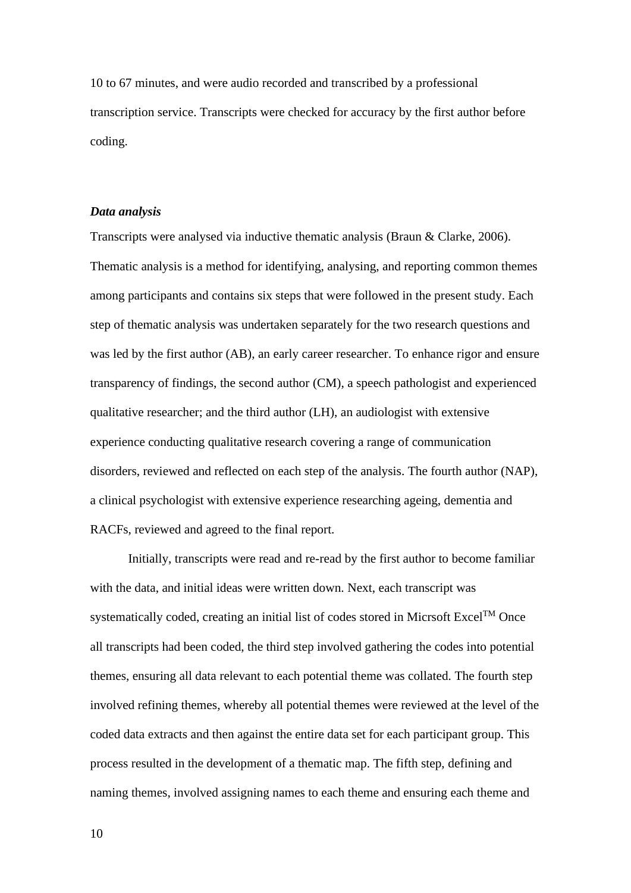10 to 67 minutes, and were audio recorded and transcribed by a professional transcription service. Transcripts were checked for accuracy by the first author before coding.

***Data analysis***

Transcripts were analysed via inductive thematic analysis (Braun & Clarke, 2006). Thematic analysis is a method for identifying, analysing, and reporting common themes among participants and contains six steps that were followed in the present study. Each step of thematic analysis was undertaken separately for the two research questions and was led by the first author (AB), an early career researcher. To enhance rigor and ensure transparency of findings, the second author (CM), a speech pathologist and experienced qualitative researcher; and the third author (LH), an audiologist with extensive experience conducting qualitative research covering a range of communication disorders, reviewed and reflected on each step of the analysis. The fourth author (NAP), a clinical psychologist with extensive experience researching ageing, dementia and RACFs, reviewed and agreed to the final report.

Initially, transcripts were read and re-read by the first author to become familiar with the data, and initial ideas were written down. Next, each transcript was systematically coded, creating an initial list of codes stored in Micrsoft Excel™ Once all transcripts had been coded, the third step involved gathering the codes into potential themes, ensuring all data relevant to each potential theme was collated. The fourth step involved refining themes, whereby all potential themes were reviewed at the level of the coded data extracts and then against the entire data set for each participant group. This process resulted in the development of a thematic map. The fifth step, defining and naming themes, involved assigning names to each theme and ensuring each theme and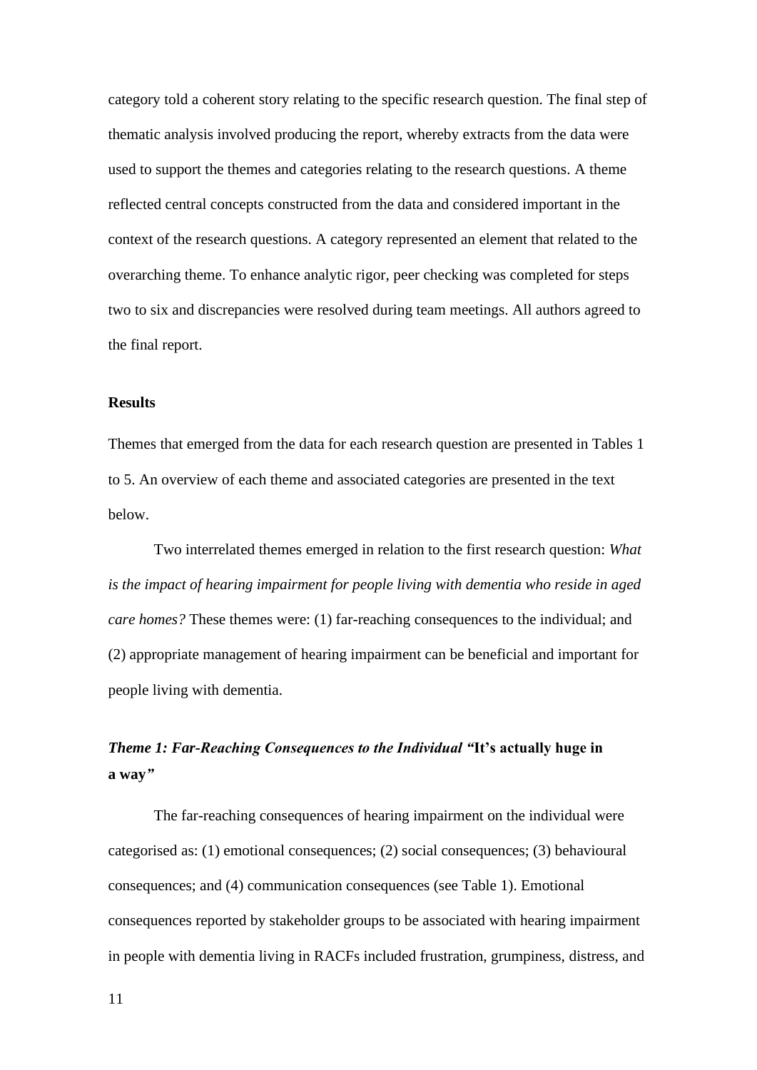category told a coherent story relating to the specific research question. The final step of thematic analysis involved producing the report, whereby extracts from the data were used to support the themes and categories relating to the research questions. A theme reflected central concepts constructed from the data and considered important in the context of the research questions. A category represented an element that related to the overarching theme. To enhance analytic rigor, peer checking was completed for steps two to six and discrepancies were resolved during team meetings. All authors agreed to the final report.

## Results

Themes that emerged from the data for each research question are presented in Tables 1 to 5. An overview of each theme and associated categories are presented in the text below.

Two interrelated themes emerged in relation to the first research question: *What is the impact of hearing impairment for people living with dementia who reside in aged care homes?* These themes were: (1) far-reaching consequences to the individual; and (2) appropriate management of hearing impairment can be beneficial and important for people living with dementia.

### *Theme 1: Far-Reaching Consequences to the Individual* "It's actually huge in a way"

The far-reaching consequences of hearing impairment on the individual were categorised as: (1) emotional consequences; (2) social consequences; (3) behavioural consequences; and (4) communication consequences (see Table 1). Emotional consequences reported by stakeholder groups to be associated with hearing impairment in people with dementia living in RACFs included frustration, grumpiness, distress, and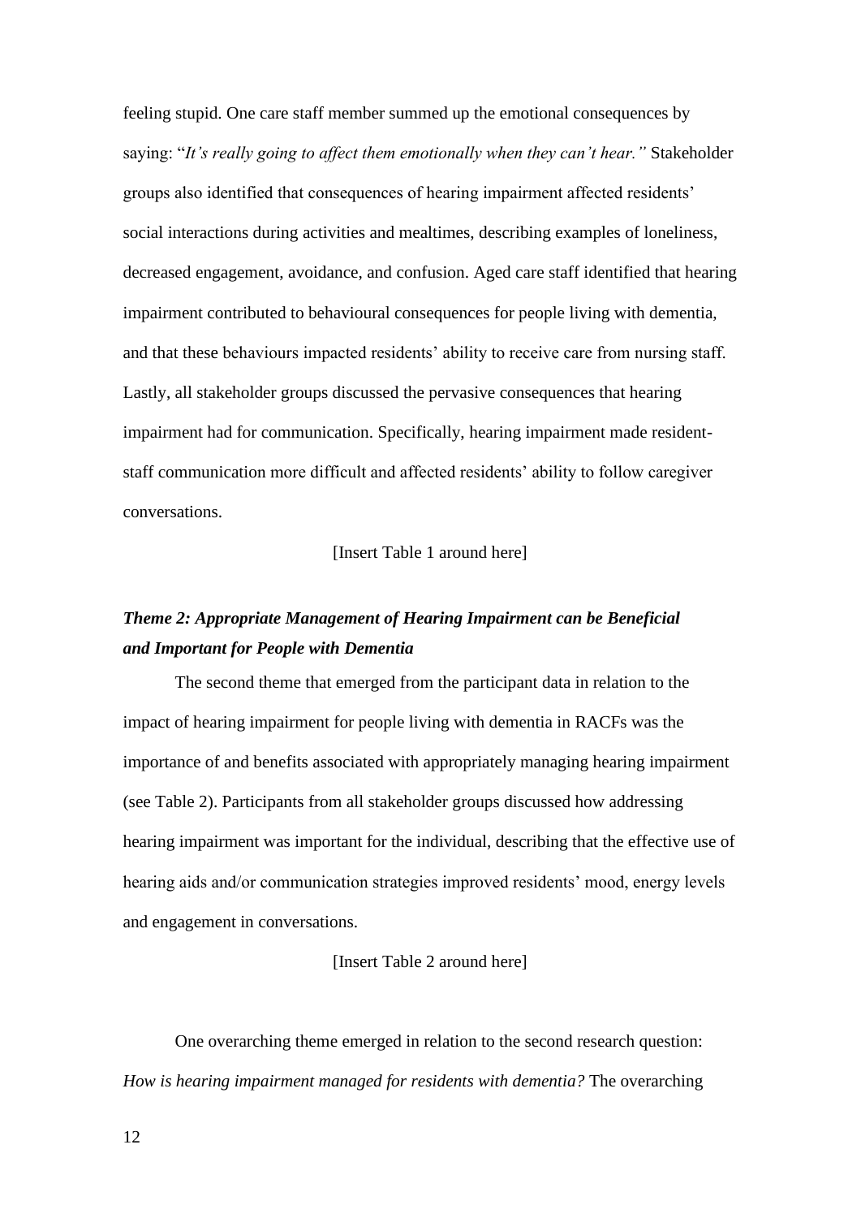feeling stupid. One care staff member summed up the emotional consequences by saying: "*It's really going to affect them emotionally when they can't hear.*" Stakeholder groups also identified that consequences of hearing impairment affected residents' social interactions during activities and mealtimes, describing examples of loneliness, decreased engagement, avoidance, and confusion. Aged care staff identified that hearing impairment contributed to behavioural consequences for people living with dementia, and that these behaviours impacted residents' ability to receive care from nursing staff. Lastly, all stakeholder groups discussed the pervasive consequences that hearing impairment had for communication. Specifically, hearing impairment made resident-staff communication more difficult and affected residents' ability to follow caregiver conversations.

[Insert Table 1 around here]

### *Theme 2: Appropriate Management of Hearing Impairment can be Beneficial and Important for People with Dementia*

The second theme that emerged from the participant data in relation to the impact of hearing impairment for people living with dementia in RACFs was the importance of and benefits associated with appropriately managing hearing impairment (see Table 2). Participants from all stakeholder groups discussed how addressing hearing impairment was important for the individual, describing that the effective use of hearing aids and/or communication strategies improved residents' mood, energy levels and engagement in conversations.

[Insert Table 2 around here]

One overarching theme emerged in relation to the second research question: *How is hearing impairment managed for residents with dementia?* The overarching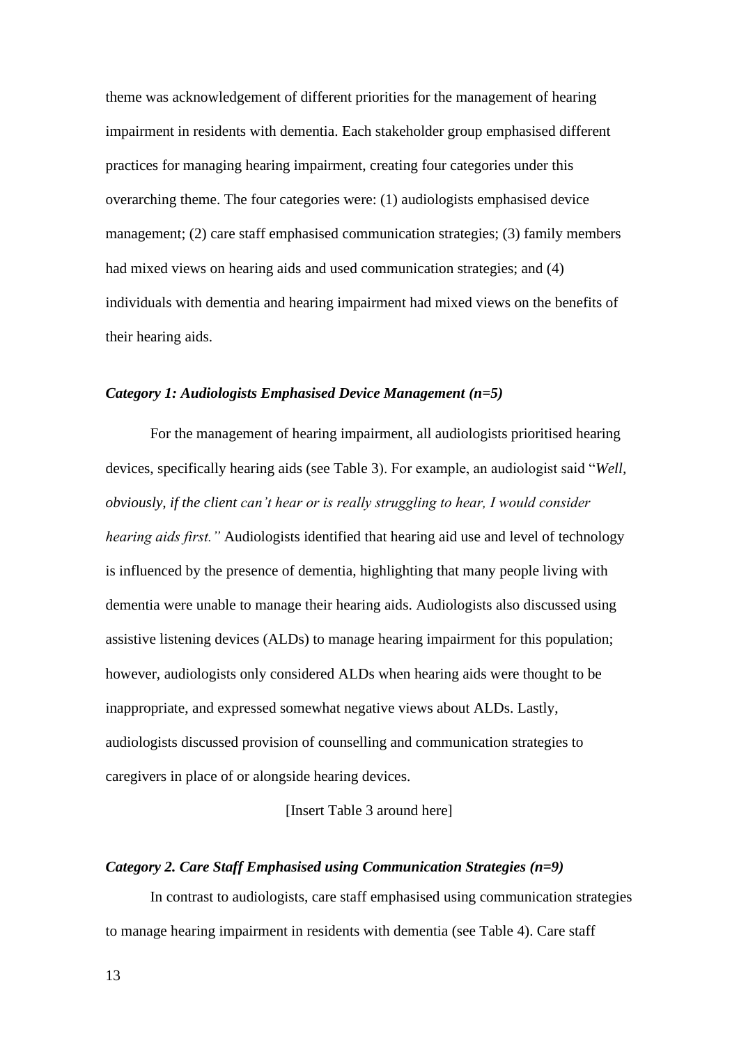theme was acknowledgement of different priorities for the management of hearing impairment in residents with dementia. Each stakeholder group emphasised different practices for managing hearing impairment, creating four categories under this overarching theme. The four categories were: (1) audiologists emphasised device management; (2) care staff emphasised communication strategies; (3) family members had mixed views on hearing aids and used communication strategies; and (4) individuals with dementia and hearing impairment had mixed views on the benefits of their hearing aids.

### *Category 1: Audiologists Emphasised Device Management (n=5)*

For the management of hearing impairment, all audiologists prioritised hearing devices, specifically hearing aids (see Table 3). For example, an audiologist said "*Well, obviously, if the client can't hear or is really struggling to hear, I would consider hearing aids first."* Audiologists identified that hearing aid use and level of technology is influenced by the presence of dementia, highlighting that many people living with dementia were unable to manage their hearing aids. Audiologists also discussed using assistive listening devices (ALDs) to manage hearing impairment for this population; however, audiologists only considered ALDs when hearing aids were thought to be inappropriate, and expressed somewhat negative views about ALDs. Lastly, audiologists discussed provision of counselling and communication strategies to caregivers in place of or alongside hearing devices.

[Insert Table 3 around here]

### *Category 2. Care Staff Emphasised using Communication Strategies (n=9)*

In contrast to audiologists, care staff emphasised using communication strategies to manage hearing impairment in residents with dementia (see Table 4). Care staff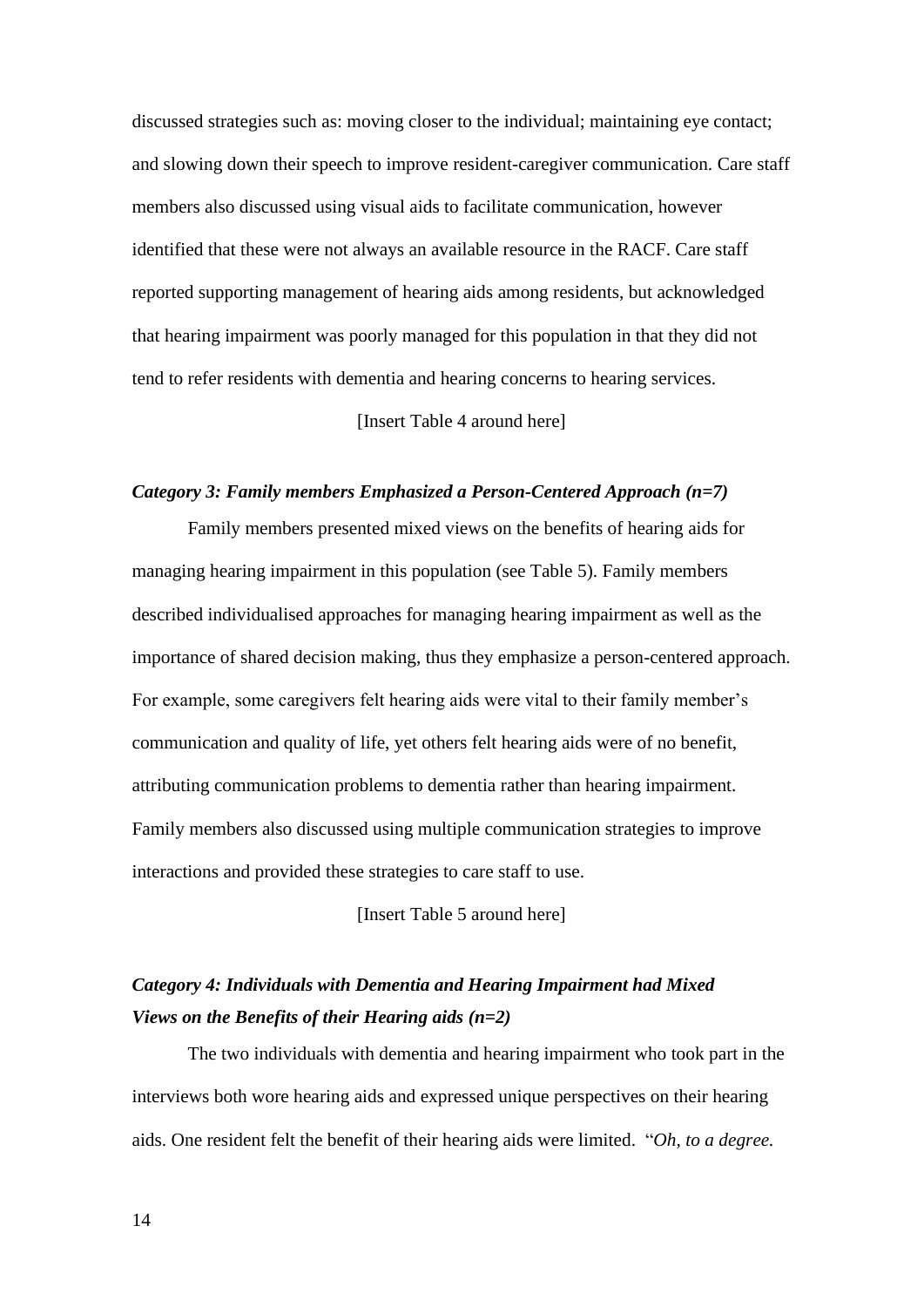discussed strategies such as: moving closer to the individual; maintaining eye contact; and slowing down their speech to improve resident-caregiver communication. Care staff members also discussed using visual aids to facilitate communication, however identified that these were not always an available resource in the RACF. Care staff reported supporting management of hearing aids among residents, but acknowledged that hearing impairment was poorly managed for this population in that they did not tend to refer residents with dementia and hearing concerns to hearing services.

[Insert Table 4 around here]

### *Category 3: Family members Emphasized a Person-Centered Approach (n=7)*

Family members presented mixed views on the benefits of hearing aids for managing hearing impairment in this population (see Table 5). Family members described individualised approaches for managing hearing impairment as well as the importance of shared decision making, thus they emphasize a person-centered approach. For example, some caregivers felt hearing aids were vital to their family member's communication and quality of life, yet others felt hearing aids were of no benefit, attributing communication problems to dementia rather than hearing impairment. Family members also discussed using multiple communication strategies to improve interactions and provided these strategies to care staff to use.

[Insert Table 5 around here]

### *Category 4: Individuals with Dementia and Hearing Impairment had Mixed Views on the Benefits of their Hearing aids (n=2)*

The two individuals with dementia and hearing impairment who took part in the interviews both wore hearing aids and expressed unique perspectives on their hearing aids. One resident felt the benefit of their hearing aids were limited. "*Oh, to a degree.*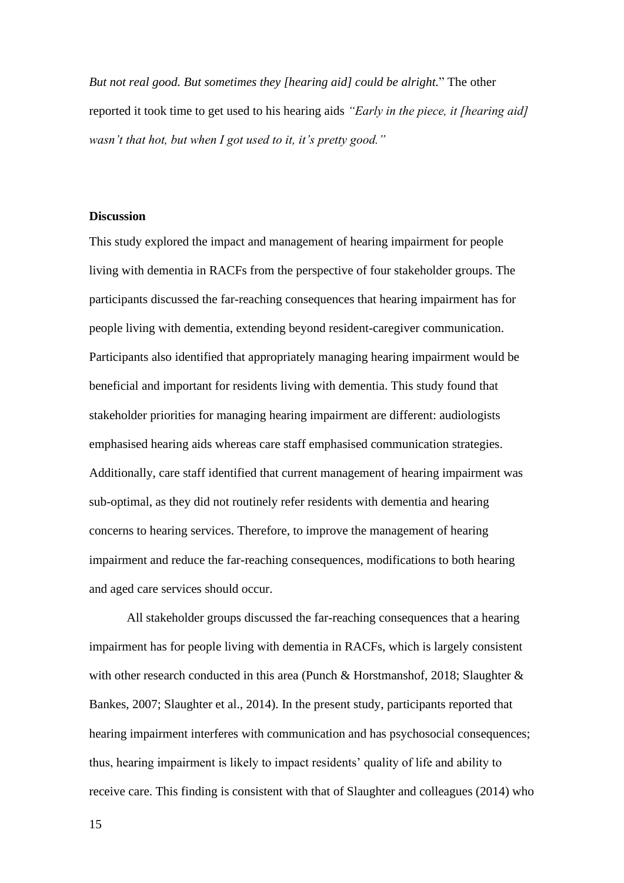*But not real good. But sometimes they [hearing aid] could be alright.*" The other reported it took time to get used to his hearing aids *"Early in the piece, it [hearing aid] wasn't that hot, but when I got used to it, it's pretty good."*

**Discussion**

This study explored the impact and management of hearing impairment for people living with dementia in RACFs from the perspective of four stakeholder groups. The participants discussed the far-reaching consequences that hearing impairment has for people living with dementia, extending beyond resident-caregiver communication. Participants also identified that appropriately managing hearing impairment would be beneficial and important for residents living with dementia. This study found that stakeholder priorities for managing hearing impairment are different: audiologists emphasised hearing aids whereas care staff emphasised communication strategies. Additionally, care staff identified that current management of hearing impairment was sub-optimal, as they did not routinely refer residents with dementia and hearing concerns to hearing services. Therefore, to improve the management of hearing impairment and reduce the far-reaching consequences, modifications to both hearing and aged care services should occur.

All stakeholder groups discussed the far-reaching consequences that a hearing impairment has for people living with dementia in RACFs, which is largely consistent with other research conducted in this area (Punch & Horstmanshof, 2018; Slaughter & Bankes, 2007; Slaughter et al., 2014). In the present study, participants reported that hearing impairment interferes with communication and has psychosocial consequences; thus, hearing impairment is likely to impact residents' quality of life and ability to receive care. This finding is consistent with that of Slaughter and colleagues (2014) who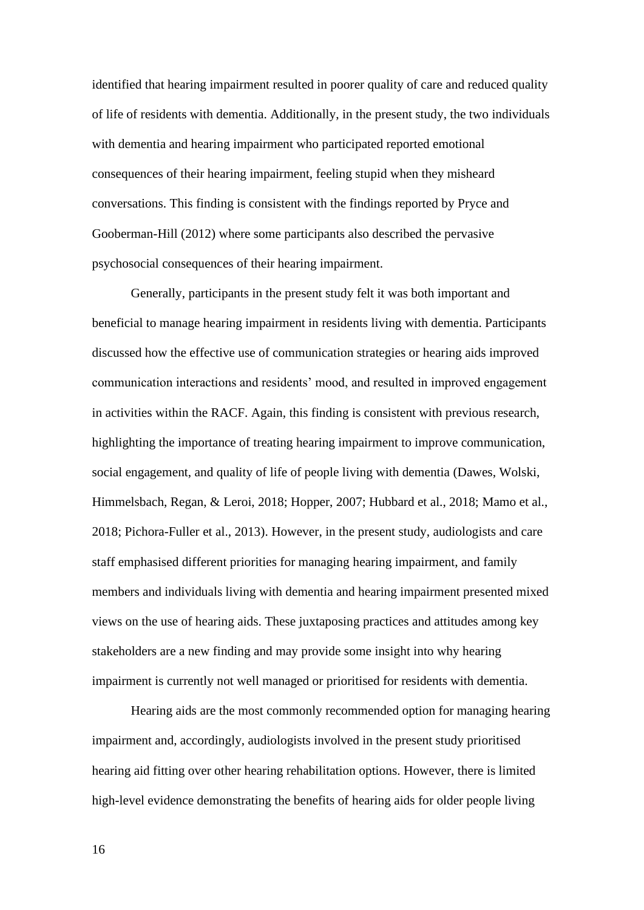identified that hearing impairment resulted in poorer quality of care and reduced quality of life of residents with dementia. Additionally, in the present study, the two individuals with dementia and hearing impairment who participated reported emotional consequences of their hearing impairment, feeling stupid when they misheard conversations. This finding is consistent with the findings reported by Pryce and Gooberman-Hill (2012) where some participants also described the pervasive psychosocial consequences of their hearing impairment.

Generally, participants in the present study felt it was both important and beneficial to manage hearing impairment in residents living with dementia. Participants discussed how the effective use of communication strategies or hearing aids improved communication interactions and residents' mood, and resulted in improved engagement in activities within the RACF. Again, this finding is consistent with previous research, highlighting the importance of treating hearing impairment to improve communication, social engagement, and quality of life of people living with dementia (Dawes, Wolski, Himmelsbach, Regan, & Leroi, 2018; Hopper, 2007; Hubbard et al., 2018; Mamo et al., 2018; Pichora-Fuller et al., 2013). However, in the present study, audiologists and care staff emphasised different priorities for managing hearing impairment, and family members and individuals living with dementia and hearing impairment presented mixed views on the use of hearing aids. These juxtaposing practices and attitudes among key stakeholders are a new finding and may provide some insight into why hearing impairment is currently not well managed or prioritised for residents with dementia.

Hearing aids are the most commonly recommended option for managing hearing impairment and, accordingly, audiologists involved in the present study prioritised hearing aid fitting over other hearing rehabilitation options. However, there is limited high-level evidence demonstrating the benefits of hearing aids for older people living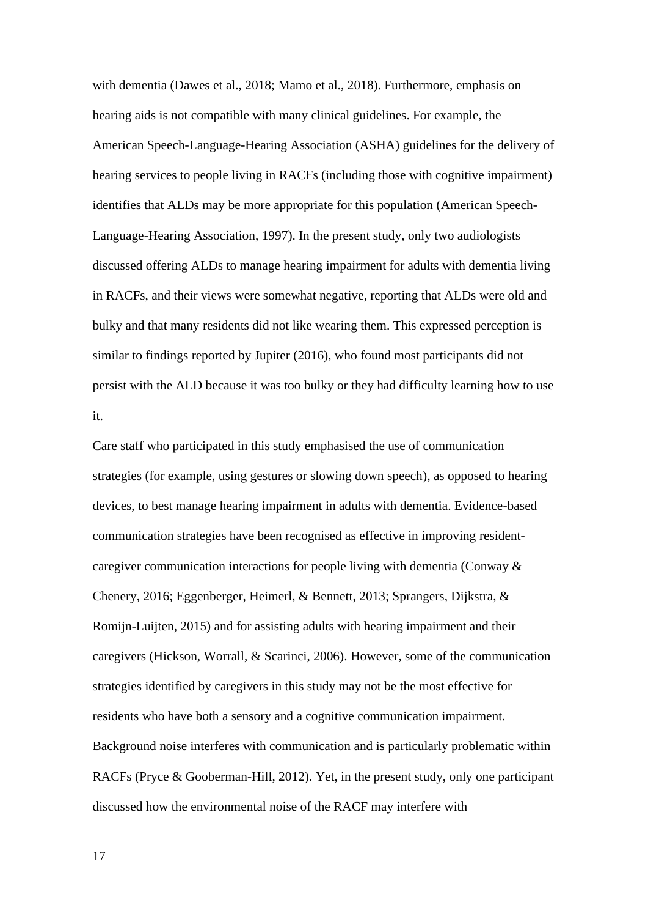with dementia (Dawes et al., 2018; Mamo et al., 2018). Furthermore, emphasis on hearing aids is not compatible with many clinical guidelines. For example, the American Speech-Language-Hearing Association (ASHA) guidelines for the delivery of hearing services to people living in RACFs (including those with cognitive impairment) identifies that ALDs may be more appropriate for this population (American Speech-Language-Hearing Association, 1997). In the present study, only two audiologists discussed offering ALDs to manage hearing impairment for adults with dementia living in RACFs, and their views were somewhat negative, reporting that ALDs were old and bulky and that many residents did not like wearing them. This expressed perception is similar to findings reported by Jupiter (2016), who found most participants did not persist with the ALD because it was too bulky or they had difficulty learning how to use it.

Care staff who participated in this study emphasised the use of communication strategies (for example, using gestures or slowing down speech), as opposed to hearing devices, to best manage hearing impairment in adults with dementia. Evidence-based communication strategies have been recognised as effective in improving resident-caregiver communication interactions for people living with dementia (Conway & Chenery, 2016; Eggenberger, Heimerl, & Bennett, 2013; Sprangers, Dijkstra, & Romijn-Luijten, 2015) and for assisting adults with hearing impairment and their caregivers (Hickson, Worrall, & Scarinci, 2006). However, some of the communication strategies identified by caregivers in this study may not be the most effective for residents who have both a sensory and a cognitive communication impairment. Background noise interferes with communication and is particularly problematic within RACFs (Pryce & Gooberman-Hill, 2012). Yet, in the present study, only one participant discussed how the environmental noise of the RACF may interfere with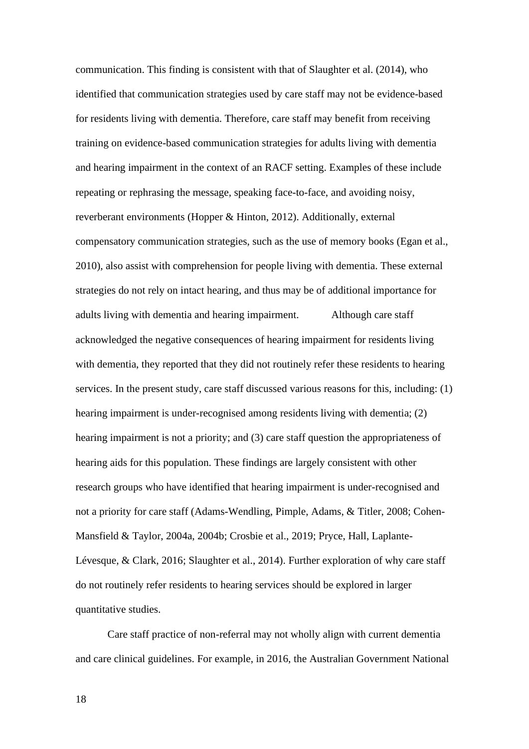communication. This finding is consistent with that of Slaughter et al. (2014), who identified that communication strategies used by care staff may not be evidence-based for residents living with dementia. Therefore, care staff may benefit from receiving training on evidence-based communication strategies for adults living with dementia and hearing impairment in the context of an RACF setting. Examples of these include repeating or rephrasing the message, speaking face-to-face, and avoiding noisy, reverberant environments (Hopper & Hinton, 2012). Additionally, external compensatory communication strategies, such as the use of memory books (Egan et al., 2010), also assist with comprehension for people living with dementia. These external strategies do not rely on intact hearing, and thus may be of additional importance for adults living with dementia and hearing impairment.

Although care staff acknowledged the negative consequences of hearing impairment for residents living with dementia, they reported that they did not routinely refer these residents to hearing services. In the present study, care staff discussed various reasons for this, including: (1) hearing impairment is under-recognised among residents living with dementia; (2) hearing impairment is not a priority; and (3) care staff question the appropriateness of hearing aids for this population. These findings are largely consistent with other research groups who have identified that hearing impairment is under-recognised and not a priority for care staff (Adams-Wendling, Pimple, Adams, & Titler, 2008; Cohen-Mansfield & Taylor, 2004a, 2004b; Crosbie et al., 2019; Pryce, Hall, Laplante-Lévesque, & Clark, 2016; Slaughter et al., 2014). Further exploration of why care staff do not routinely refer residents to hearing services should be explored in larger quantitative studies.

Care staff practice of non-referral may not wholly align with current dementia and care clinical guidelines. For example, in 2016, the Australian Government National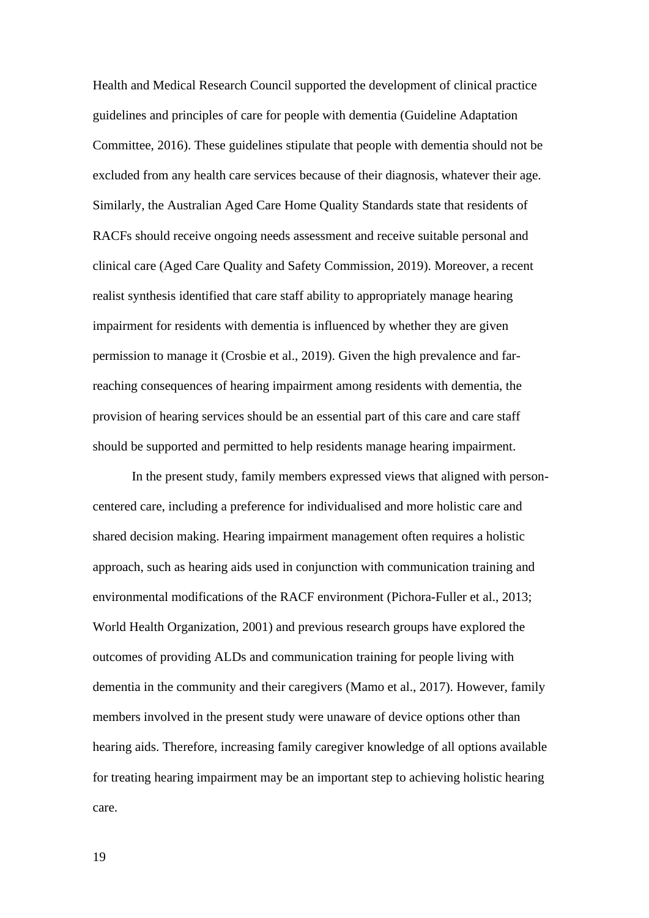Health and Medical Research Council supported the development of clinical practice guidelines and principles of care for people with dementia (Guideline Adaptation Committee, 2016). These guidelines stipulate that people with dementia should not be excluded from any health care services because of their diagnosis, whatever their age. Similarly, the Australian Aged Care Home Quality Standards state that residents of RACFs should receive ongoing needs assessment and receive suitable personal and clinical care (Aged Care Quality and Safety Commission, 2019). Moreover, a recent realist synthesis identified that care staff ability to appropriately manage hearing impairment for residents with dementia is influenced by whether they are given permission to manage it (Crosbie et al., 2019). Given the high prevalence and far-reaching consequences of hearing impairment among residents with dementia, the provision of hearing services should be an essential part of this care and care staff should be supported and permitted to help residents manage hearing impairment.

In the present study, family members expressed views that aligned with person-centered care, including a preference for individualised and more holistic care and shared decision making. Hearing impairment management often requires a holistic approach, such as hearing aids used in conjunction with communication training and environmental modifications of the RACF environment (Pichora-Fuller et al., 2013; World Health Organization, 2001) and previous research groups have explored the outcomes of providing ALDs and communication training for people living with dementia in the community and their caregivers (Mamo et al., 2017). However, family members involved in the present study were unaware of device options other than hearing aids. Therefore, increasing family caregiver knowledge of all options available for treating hearing impairment may be an important step to achieving holistic hearing care.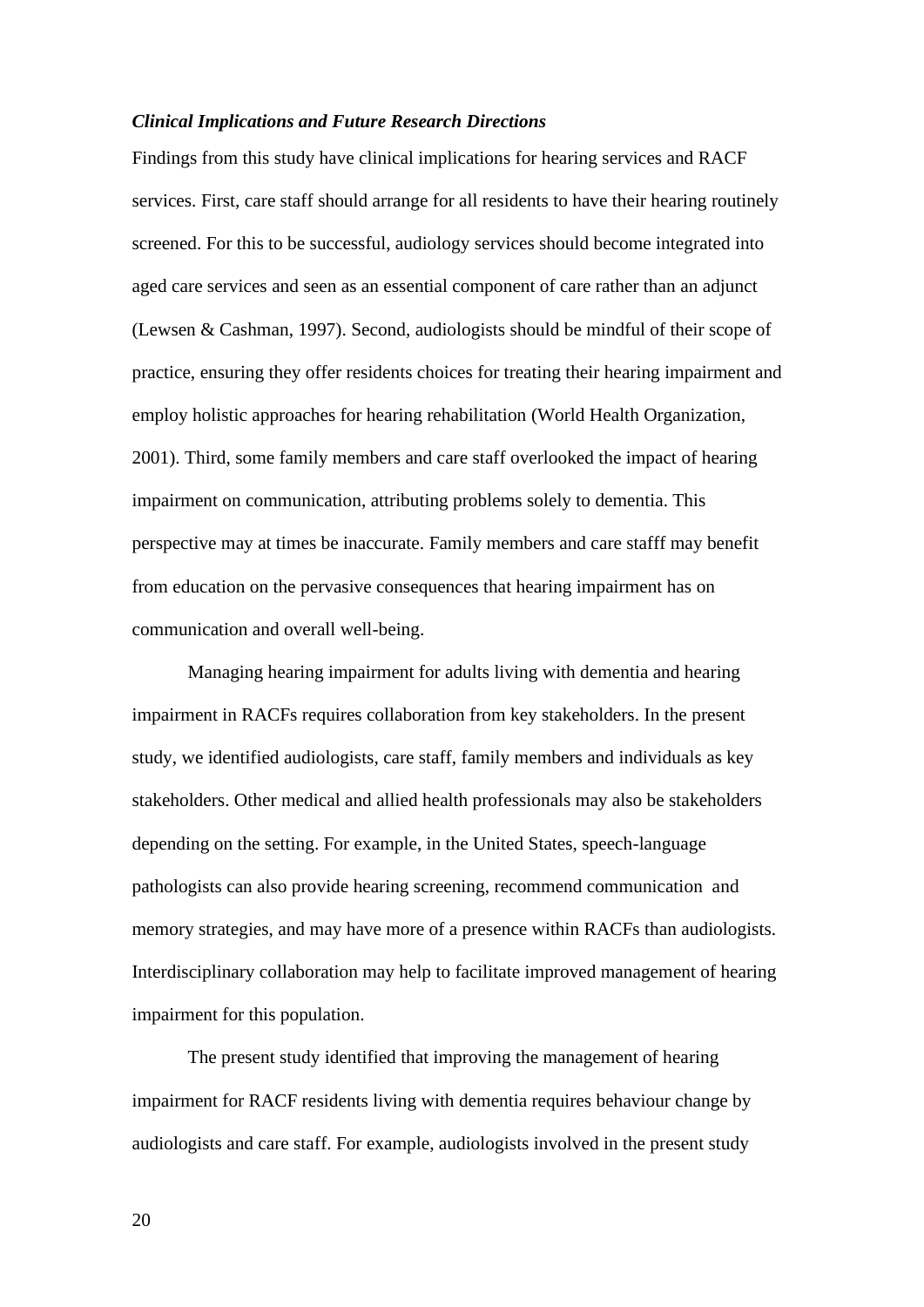### *Clinical Implications and Future Research Directions*

Findings from this study have clinical implications for hearing services and RACF services. First, care staff should arrange for all residents to have their hearing routinely screened. For this to be successful, audiology services should become integrated into aged care services and seen as an essential component of care rather than an adjunct (Lewsen & Cashman, 1997). Second, audiologists should be mindful of their scope of practice, ensuring they offer residents choices for treating their hearing impairment and employ holistic approaches for hearing rehabilitation (World Health Organization, 2001). Third, some family members and care staff overlooked the impact of hearing impairment on communication, attributing problems solely to dementia. This perspective may at times be inaccurate. Family members and care stafff may benefit from education on the pervasive consequences that hearing impairment has on communication and overall well-being.

Managing hearing impairment for adults living with dementia and hearing impairment in RACFs requires collaboration from key stakeholders. In the present study, we identified audiologists, care staff, family members and individuals as key stakeholders. Other medical and allied health professionals may also be stakeholders depending on the setting. For example, in the United States, speech-language pathologists can also provide hearing screening, recommend communication and memory strategies, and may have more of a presence within RACFs than audiologists. Interdisciplinary collaboration may help to facilitate improved management of hearing impairment for this population.

The present study identified that improving the management of hearing impairment for RACF residents living with dementia requires behaviour change by audiologists and care staff. For example, audiologists involved in the present study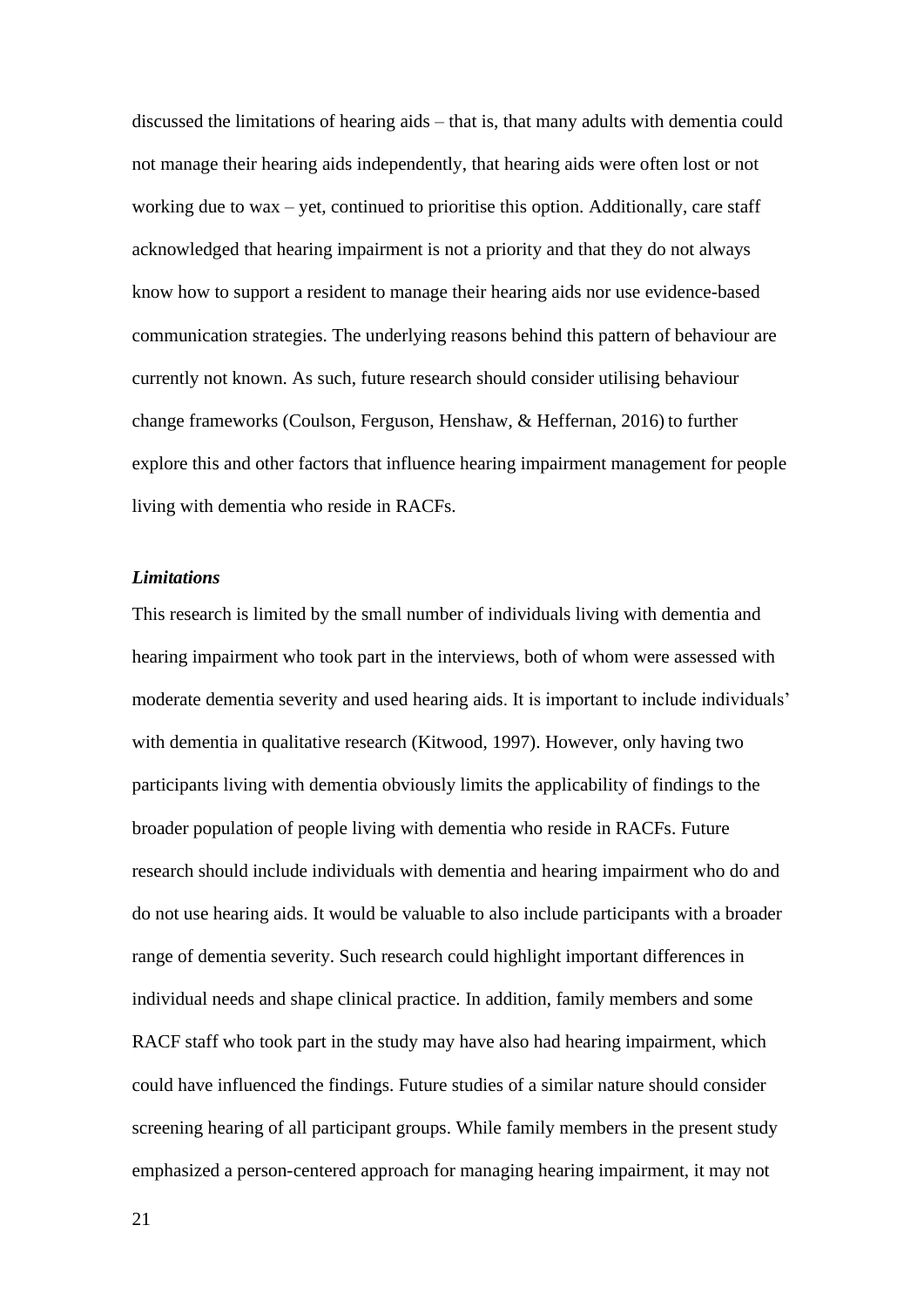discussed the limitations of hearing aids – that is, that many adults with dementia could not manage their hearing aids independently, that hearing aids were often lost or not working due to wax – yet, continued to prioritise this option. Additionally, care staff acknowledged that hearing impairment is not a priority and that they do not always know how to support a resident to manage their hearing aids nor use evidence-based communication strategies. The underlying reasons behind this pattern of behaviour are currently not known. As such, future research should consider utilising behaviour change frameworks (Coulson, Ferguson, Henshaw, & Heffernan, 2016) to further explore this and other factors that influence hearing impairment management for people living with dementia who reside in RACFs.

### *Limitations*

This research is limited by the small number of individuals living with dementia and hearing impairment who took part in the interviews, both of whom were assessed with moderate dementia severity and used hearing aids. It is important to include individuals' with dementia in qualitative research (Kitwood, 1997). However, only having two participants living with dementia obviously limits the applicability of findings to the broader population of people living with dementia who reside in RACFs. Future research should include individuals with dementia and hearing impairment who do and do not use hearing aids. It would be valuable to also include participants with a broader range of dementia severity. Such research could highlight important differences in individual needs and shape clinical practice. In addition, family members and some RACF staff who took part in the study may have also had hearing impairment, which could have influenced the findings. Future studies of a similar nature should consider screening hearing of all participant groups. While family members in the present study emphasized a person-centered approach for managing hearing impairment, it may not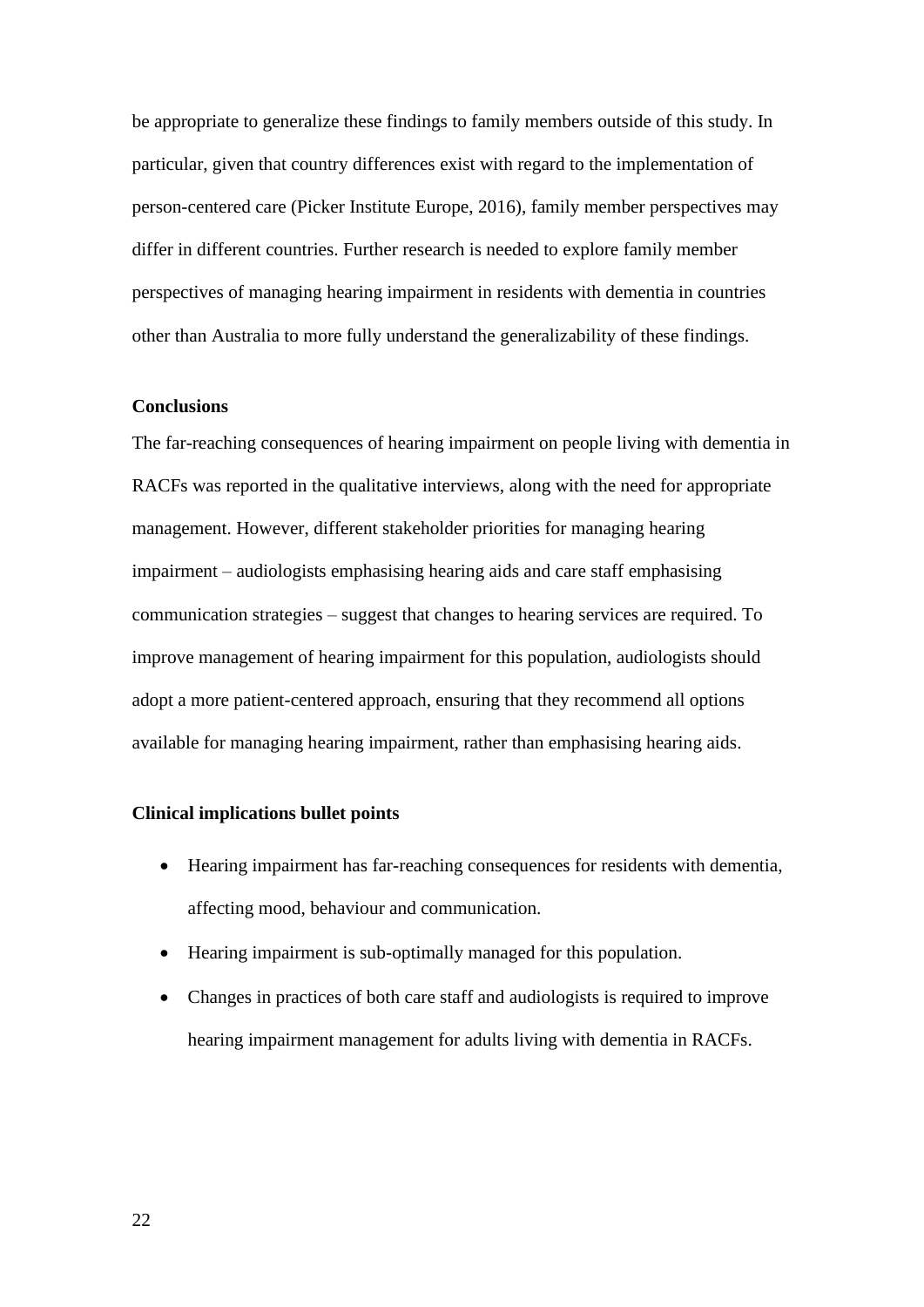be appropriate to generalize these findings to family members outside of this study. In particular, given that country differences exist with regard to the implementation of person-centered care (Picker Institute Europe, 2016), family member perspectives may differ in different countries. Further research is needed to explore family member perspectives of managing hearing impairment in residents with dementia in countries other than Australia to more fully understand the generalizability of these findings.

**Conclusions**

The far-reaching consequences of hearing impairment on people living with dementia in RACFs was reported in the qualitative interviews, along with the need for appropriate management. However, different stakeholder priorities for managing hearing impairment – audiologists emphasising hearing aids and care staff emphasising communication strategies – suggest that changes to hearing services are required. To improve management of hearing impairment for this population, audiologists should adopt a more patient-centered approach, ensuring that they recommend all options available for managing hearing impairment, rather than emphasising hearing aids.

**Clinical implications bullet points**

- Hearing impairment has far-reaching consequences for residents with dementia, affecting mood, behaviour and communication.
- Hearing impairment is sub-optimally managed for this population.
- Changes in practices of both care staff and audiologists is required to improve hearing impairment management for adults living with dementia in RACFs.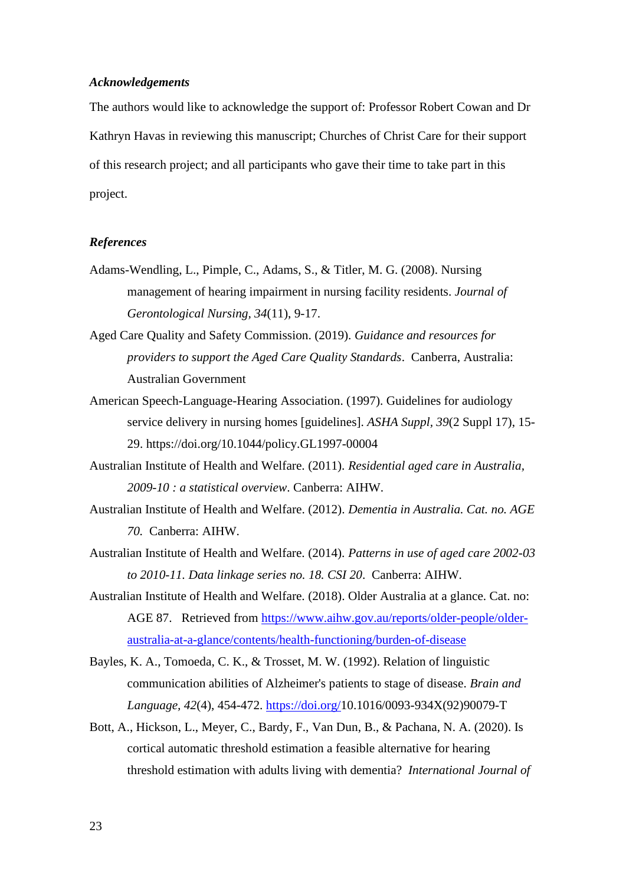### *Acknowledgements*

The authors would like to acknowledge the support of: Professor Robert Cowan and Dr Kathryn Havas in reviewing this manuscript; Churches of Christ Care for their support of this research project; and all participants who gave their time to take part in this project.

### *References*

Adams-Wendling, L., Pimple, C., Adams, S., & Titler, M. G. (2008). Nursing management of hearing impairment in nursing facility residents. *Journal of Gerontological Nursing, 34*(11), 9-17.

Aged Care Quality and Safety Commission. (2019). *Guidance and resources for providers to support the Aged Care Quality Standards*. Canberra, Australia: Australian Government

American Speech-Language-Hearing Association. (1997). Guidelines for audiology service delivery in nursing homes [guidelines]. *ASHA Suppl, 39*(2 Suppl 17), 15-29. https://doi.org/10.1044/policy.GL1997-00004

Australian Institute of Health and Welfare. (2011). *Residential aged care in Australia, 2009-10 : a statistical overview*. Canberra: AIHW.

Australian Institute of Health and Welfare. (2012). *Dementia in Australia. Cat. no. AGE 70.* Canberra: AIHW.

Australian Institute of Health and Welfare. (2014). *Patterns in use of aged care 2002-03 to 2010-11. Data linkage series no. 18. CSI 20*. Canberra: AIHW.

Australian Institute of Health and Welfare. (2018). Older Australia at a glance. Cat. no: AGE 87. Retrieved from https://www.aihw.gov.au/reports/older-people/older-australia-at-a-glance/contents/health-functioning/burden-of-disease

Bayles, K. A., Tomoeda, C. K., & Trosset, M. W. (1992). Relation of linguistic communication abilities of Alzheimer's patients to stage of disease. *Brain and Language, 42*(4), 454-472. https://doi.org/10.1016/0093-934X(92)90079-T

Bott, A., Hickson, L., Meyer, C., Bardy, F., Van Dun, B., & Pachana, N. A. (2020). Is cortical automatic threshold estimation a feasible alternative for hearing threshold estimation with adults living with dementia? *International Journal of*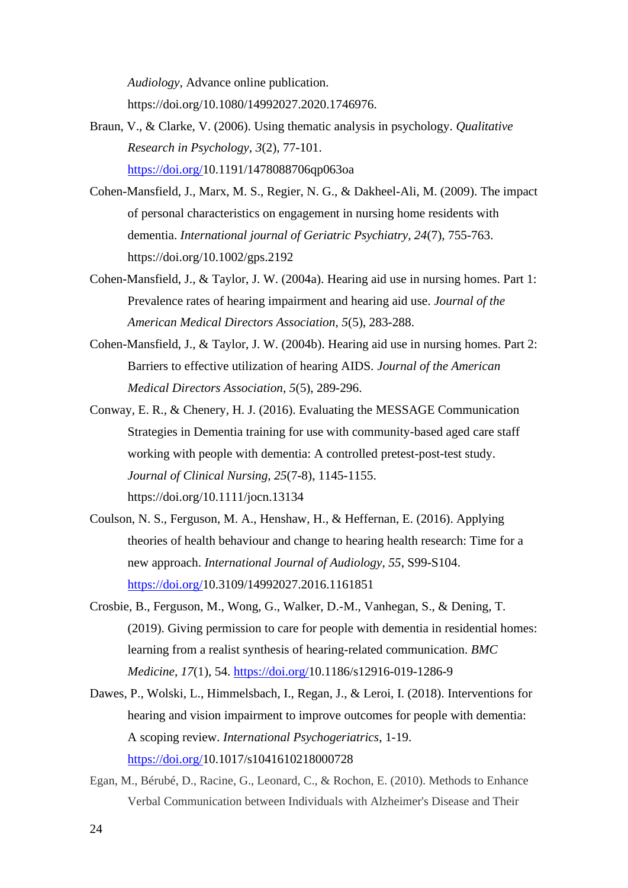*Audiology*, Advance online publication. https://doi.org/10.1080/14992027.2020.1746976.

Braun, V., & Clarke, V. (2006). Using thematic analysis in psychology. *Qualitative Research in Psychology, 3*(2), 77-101. https://doi.org/10.1191/1478088706qp063oa

Cohen-Mansfield, J., Marx, M. S., Regier, N. G., & Dakheel-Ali, M. (2009). The impact of personal characteristics on engagement in nursing home residents with dementia. *International journal of Geriatric Psychiatry, 24*(7), 755-763. https://doi.org/10.1002/gps.2192

Cohen-Mansfield, J., & Taylor, J. W. (2004a). Hearing aid use in nursing homes. Part 1: Prevalence rates of hearing impairment and hearing aid use. *Journal of the American Medical Directors Association, 5*(5), 283-288.

Cohen-Mansfield, J., & Taylor, J. W. (2004b). Hearing aid use in nursing homes. Part 2: Barriers to effective utilization of hearing AIDS. *Journal of the American Medical Directors Association, 5*(5), 289-296.

Conway, E. R., & Chenery, H. J. (2016). Evaluating the MESSAGE Communication Strategies in Dementia training for use with community-based aged care staff working with people with dementia: A controlled pretest-post-test study. *Journal of Clinical Nursing, 25*(7-8), 1145-1155. https://doi.org/10.1111/jocn.13134

Coulson, N. S., Ferguson, M. A., Henshaw, H., & Heffernan, E. (2016). Applying theories of health behaviour and change to hearing health research: Time for a new approach. *International Journal of Audiology, 55*, S99-S104. https://doi.org/10.3109/14992027.2016.1161851

Crosbie, B., Ferguson, M., Wong, G., Walker, D.-M., Vanhegan, S., & Dening, T. (2019). Giving permission to care for people with dementia in residential homes: learning from a realist synthesis of hearing-related communication. *BMC Medicine, 17*(1), 54. https://doi.org/10.1186/s12916-019-1286-9

Dawes, P., Wolski, L., Himmelsbach, I., Regan, J., & Leroi, I. (2018). Interventions for hearing and vision impairment to improve outcomes for people with dementia: A scoping review. *International Psychogeriatrics*, 1-19. https://doi.org/10.1017/s1041610218000728

Egan, M., Bérubé, D., Racine, G., Leonard, C., & Rochon, E. (2010). Methods to Enhance Verbal Communication between Individuals with Alzheimer's Disease and Their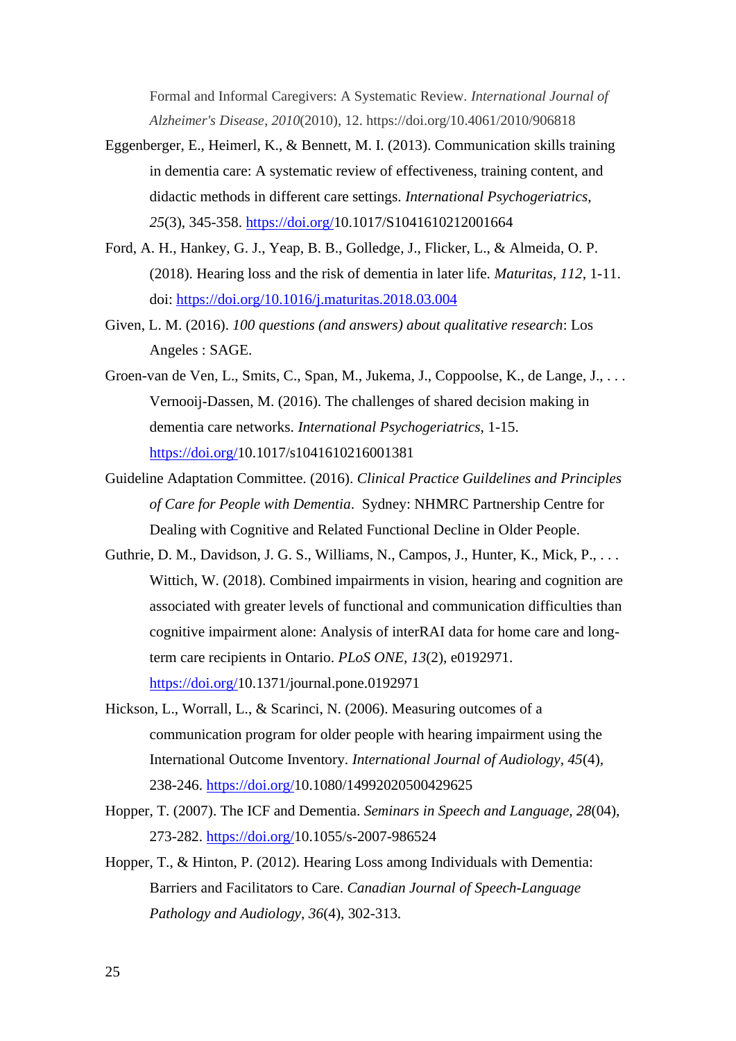Formal and Informal Caregivers: A Systematic Review. *International Journal of Alzheimer's Disease*, *2010*(2010), 12. https://doi.org/10.4061/2010/906818

Eggenberger, E., Heimerl, K., & Bennett, M. I. (2013). Communication skills training in dementia care: A systematic review of effectiveness, training content, and didactic methods in different care settings. *International Psychogeriatrics, 25*(3), 345-358. https://doi.org/10.1017/S1041610212001664

Ford, A. H., Hankey, G. J., Yeap, B. B., Golledge, J., Flicker, L., & Almeida, O. P. (2018). Hearing loss and the risk of dementia in later life. *Maturitas*, *112*, 1-11. doi: https://doi.org/10.1016/j.maturitas.2018.03.004

Given, L. M. (2016). *100 questions (and answers) about qualitative research*: Los Angeles : SAGE.

Groen-van de Ven, L., Smits, C., Span, M., Jukema, J., Coppoolse, K., de Lange, J., . . . Vernooij-Dassen, M. (2016). The challenges of shared decision making in dementia care networks. *International Psychogeriatrics*, 1-15. https://doi.org/10.1017/s1041610216001381

Guideline Adaptation Committee. (2016). *Clinical Practice Guildelines and Principles of Care for People with Dementia*. Sydney: NHMRC Partnership Centre for Dealing with Cognitive and Related Functional Decline in Older People.

Guthrie, D. M., Davidson, J. G. S., Williams, N., Campos, J., Hunter, K., Mick, P., . . . Wittich, W. (2018). Combined impairments in vision, hearing and cognition are associated with greater levels of functional and communication difficulties than cognitive impairment alone: Analysis of interRAI data for home care and long-term care recipients in Ontario. *PLoS ONE*, *13*(2), e0192971. https://doi.org/10.1371/journal.pone.0192971

Hickson, L., Worrall, L., & Scarinci, N. (2006). Measuring outcomes of a communication program for older people with hearing impairment using the International Outcome Inventory. *International Journal of Audiology*, *45*(4), 238-246. https://doi.org/10.1080/14992020500429625

Hopper, T. (2007). The ICF and Dementia. *Seminars in Speech and Language*, *28*(04), 273-282. https://doi.org/10.1055/s-2007-986524

Hopper, T., & Hinton, P. (2012). Hearing Loss among Individuals with Dementia: Barriers and Facilitators to Care. *Canadian Journal of Speech-Language Pathology and Audiology*, *36*(4), 302-313.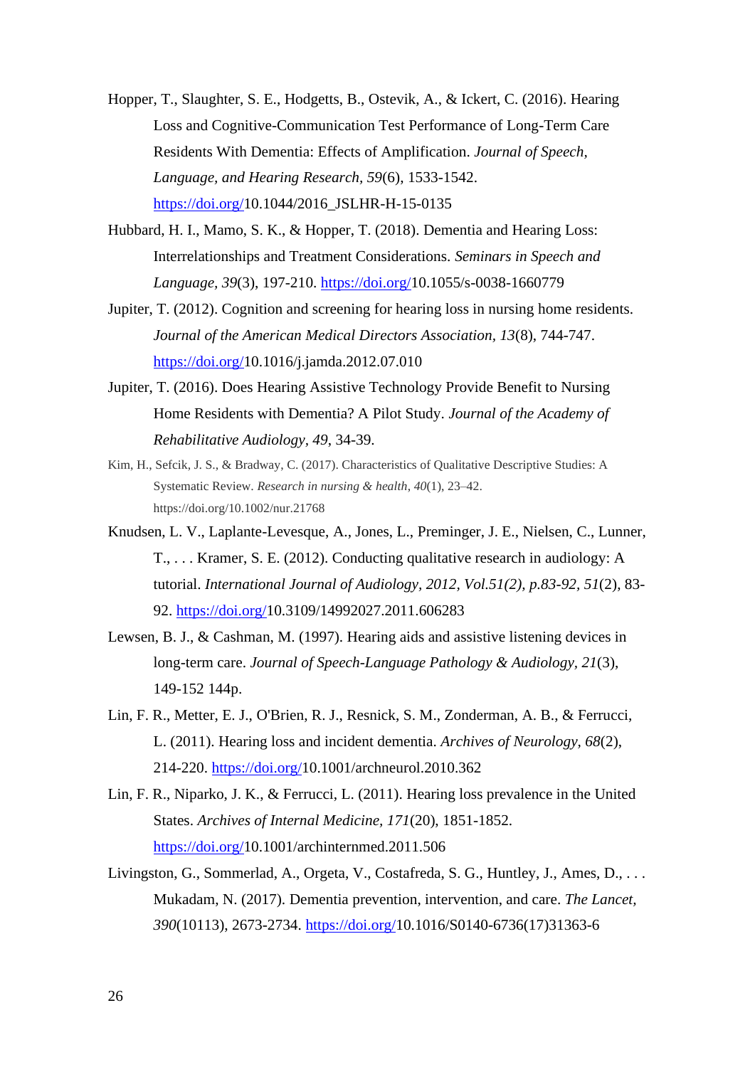Hopper, T., Slaughter, S. E., Hodgetts, B., Ostevik, A., & Ickert, C. (2016). Hearing Loss and Cognitive-Communication Test Performance of Long-Term Care Residents With Dementia: Effects of Amplification. *Journal of Speech, Language, and Hearing Research, 59*(6), 1533-1542. https://doi.org/10.1044/2016_JSLHR-H-15-0135

Hubbard, H. I., Mamo, S. K., & Hopper, T. (2018). Dementia and Hearing Loss: Interrelationships and Treatment Considerations. *Seminars in Speech and Language, 39*(3), 197-210. https://doi.org/10.1055/s-0038-1660779

Jupiter, T. (2012). Cognition and screening for hearing loss in nursing home residents. *Journal of the American Medical Directors Association, 13*(8), 744-747. https://doi.org/10.1016/j.jamda.2012.07.010

Jupiter, T. (2016). Does Hearing Assistive Technology Provide Benefit to Nursing Home Residents with Dementia? A Pilot Study. *Journal of the Academy of Rehabilitative Audiology, 49*, 34-39.

Kim, H., Sefcik, J. S., & Bradway, C. (2017). Characteristics of Qualitative Descriptive Studies: A Systematic Review. *Research in nursing & health*, *40*(1), 23–42. https://doi.org/10.1002/nur.21768

Knudsen, L. V., Laplante-Levesque, A., Jones, L., Preminger, J. E., Nielsen, C., Lunner, T., . . . Kramer, S. E. (2012). Conducting qualitative research in audiology: A tutorial. *International Journal of Audiology, 2012, Vol.51(2), p.83-92, 51*(2), 83-92. https://doi.org/10.3109/14992027.2011.606283

Lewsen, B. J., & Cashman, M. (1997). Hearing aids and assistive listening devices in long-term care. *Journal of Speech-Language Pathology & Audiology, 21*(3), 149-152 144p.

Lin, F. R., Metter, E. J., O'Brien, R. J., Resnick, S. M., Zonderman, A. B., & Ferrucci, L. (2011). Hearing loss and incident dementia. *Archives of Neurology, 68*(2), 214-220. https://doi.org/10.1001/archneurol.2010.362

Lin, F. R., Niparko, J. K., & Ferrucci, L. (2011). Hearing loss prevalence in the United States. *Archives of Internal Medicine, 171*(20), 1851-1852. https://doi.org/10.1001/archinternmed.2011.506

Livingston, G., Sommerlad, A., Orgeta, V., Costafreda, S. G., Huntley, J., Ames, D., . . . Mukadam, N. (2017). Dementia prevention, intervention, and care. *The Lancet, 390*(10113), 2673-2734. https://doi.org/10.1016/S0140-6736(17)31363-6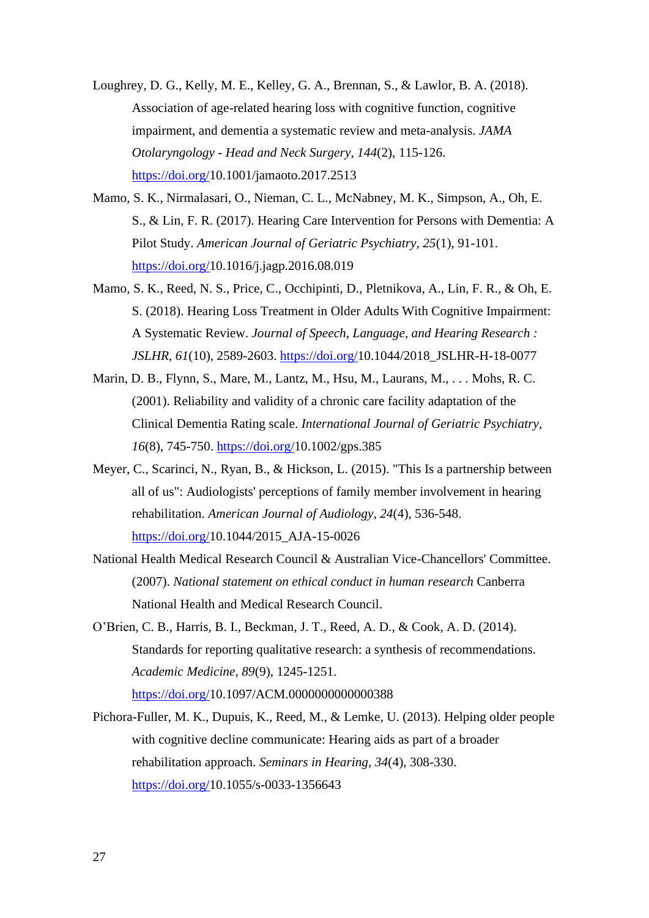Loughrey, D. G., Kelly, M. E., Kelley, G. A., Brennan, S., & Lawlor, B. A. (2018). Association of age-related hearing loss with cognitive function, cognitive impairment, and dementia a systematic review and meta-analysis. *JAMA Otolaryngology - Head and Neck Surgery, 144*(2), 115-126. https://doi.org/10.1001/jamaoto.2017.2513

Mamo, S. K., Nirmalasari, O., Nieman, C. L., McNabney, M. K., Simpson, A., Oh, E. S., & Lin, F. R. (2017). Hearing Care Intervention for Persons with Dementia: A Pilot Study. *American Journal of Geriatric Psychiatry, 25*(1), 91-101. https://doi.org/10.1016/j.jagp.2016.08.019

Mamo, S. K., Reed, N. S., Price, C., Occhipinti, D., Pletnikova, A., Lin, F. R., & Oh, E. S. (2018). Hearing Loss Treatment in Older Adults With Cognitive Impairment: A Systematic Review. *Journal of Speech, Language, and Hearing Research : JSLHR, 61*(10), 2589-2603. https://doi.org/10.1044/2018_JSLHR-H-18-0077

Marin, D. B., Flynn, S., Mare, M., Lantz, M., Hsu, M., Laurans, M., . . . Mohs, R. C. (2001). Reliability and validity of a chronic care facility adaptation of the Clinical Dementia Rating scale. *International Journal of Geriatric Psychiatry, 16*(8), 745-750. https://doi.org/10.1002/gps.385

Meyer, C., Scarinci, N., Ryan, B., & Hickson, L. (2015). "This Is a partnership between all of us": Audiologists' perceptions of family member involvement in hearing rehabilitation. *American Journal of Audiology, 24*(4), 536-548. https://doi.org/10.1044/2015_AJA-15-0026

National Health Medical Research Council & Australian Vice-Chancellors' Committee. (2007). *National statement on ethical conduct in human research* Canberra National Health and Medical Research Council.

O'Brien, C. B., Harris, B. I., Beckman, J. T., Reed, A. D., & Cook, A. D. (2014). Standards for reporting qualitative research: a synthesis of recommendations. *Academic Medicine, 89*(9), 1245-1251. https://doi.org/10.1097/ACM.0000000000000388

Pichora-Fuller, M. K., Dupuis, K., Reed, M., & Lemke, U. (2013). Helping older people with cognitive decline communicate: Hearing aids as part of a broader rehabilitation approach. *Seminars in Hearing, 34*(4), 308-330. https://doi.org/10.1055/s-0033-1356643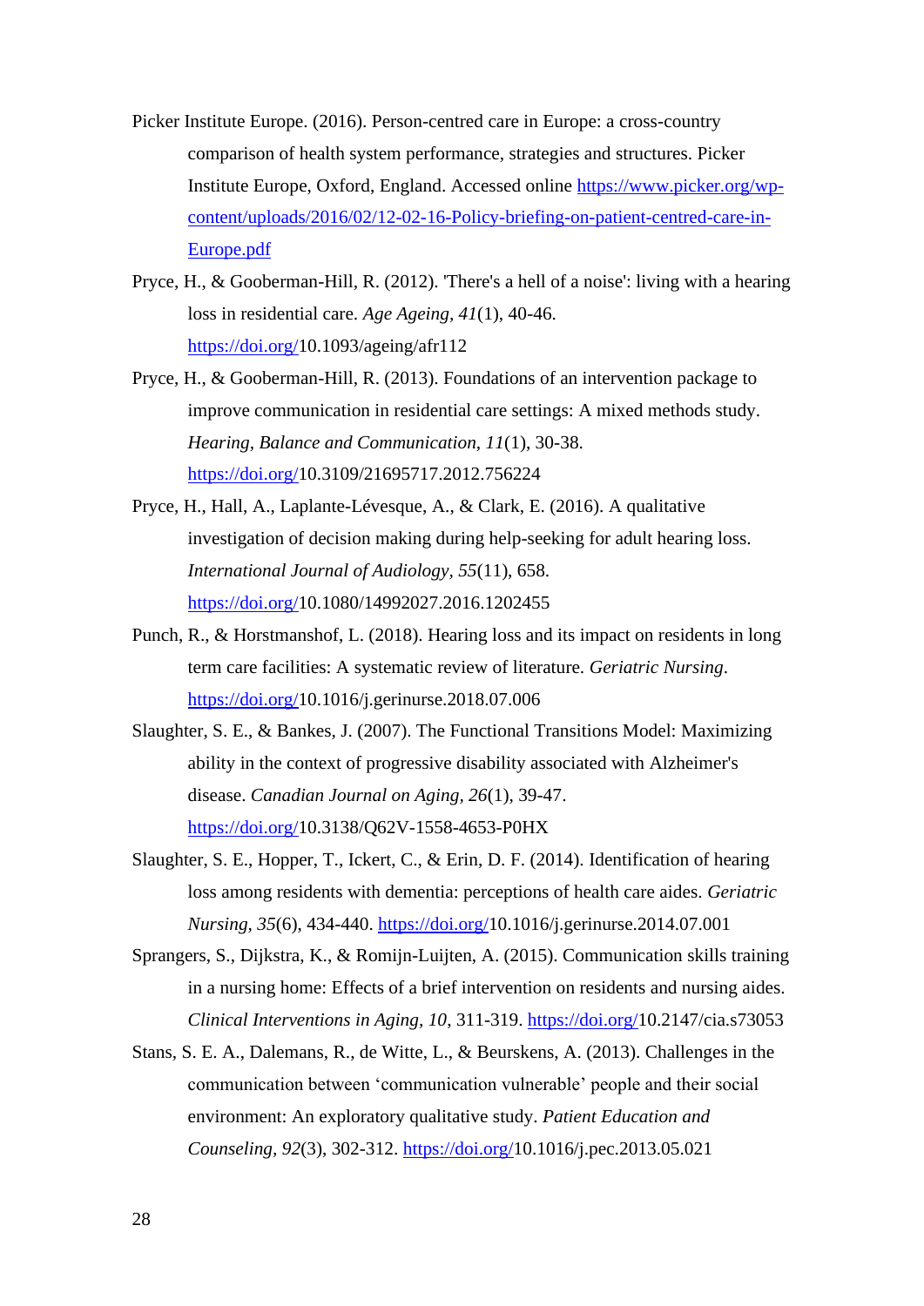Picker Institute Europe. (2016). Person-centred care in Europe: a cross-country comparison of health system performance, strategies and structures. Picker Institute Europe, Oxford, England. Accessed online https://www.picker.org/wp-content/uploads/2016/02/12-02-16-Policy-briefing-on-patient-centred-care-in-Europe.pdf

Pryce, H., & Gooberman-Hill, R. (2012). 'There's a hell of a noise': living with a hearing loss in residential care. *Age Ageing, 41*(1), 40-46. https://doi.org/10.1093/ageing/afr112

Pryce, H., & Gooberman-Hill, R. (2013). Foundations of an intervention package to improve communication in residential care settings: A mixed methods study. *Hearing, Balance and Communication, 11*(1), 30-38. https://doi.org/10.3109/21695717.2012.756224

Pryce, H., Hall, A., Laplante-Lévesque, A., & Clark, E. (2016). A qualitative investigation of decision making during help-seeking for adult hearing loss. *International Journal of Audiology, 55*(11), 658. https://doi.org/10.1080/14992027.2016.1202455

Punch, R., & Horstmanshof, L. (2018). Hearing loss and its impact on residents in long term care facilities: A systematic review of literature. *Geriatric Nursing*. https://doi.org/10.1016/j.gerinurse.2018.07.006

Slaughter, S. E., & Bankes, J. (2007). The Functional Transitions Model: Maximizing ability in the context of progressive disability associated with Alzheimer's disease. *Canadian Journal on Aging, 26*(1), 39-47. https://doi.org/10.3138/Q62V-1558-4653-P0HX

Slaughter, S. E., Hopper, T., Ickert, C., & Erin, D. F. (2014). Identification of hearing loss among residents with dementia: perceptions of health care aides. *Geriatric Nursing, 35*(6), 434-440. https://doi.org/10.1016/j.gerinurse.2014.07.001

Sprangers, S., Dijkstra, K., & Romijn-Luijten, A. (2015). Communication skills training in a nursing home: Effects of a brief intervention on residents and nursing aides. *Clinical Interventions in Aging, 10*, 311-319. https://doi.org/10.2147/cia.s73053

Stans, S. E. A., Dalemans, R., de Witte, L., & Beurskens, A. (2013). Challenges in the communication between 'communication vulnerable' people and their social environment: An exploratory qualitative study. *Patient Education and Counseling, 92*(3), 302-312. https://doi.org/10.1016/j.pec.2013.05.021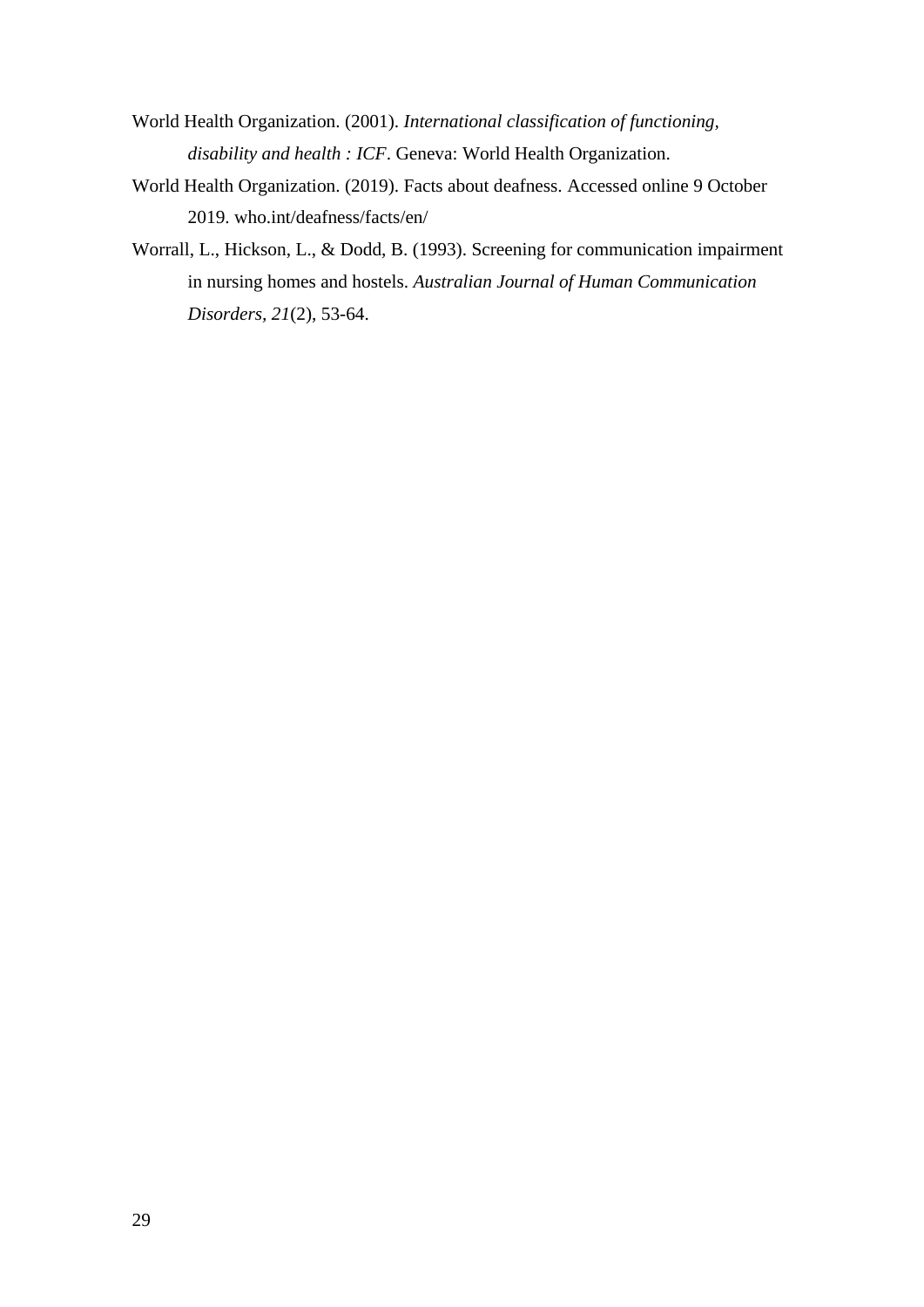World Health Organization. (2001). *International classification of functioning, disability and health : ICF*. Geneva: World Health Organization.

World Health Organization. (2019). Facts about deafness. Accessed online 9 October 2019. who.int/deafness/facts/en/

Worrall, L., Hickson, L., & Dodd, B. (1993). Screening for communication impairment in nursing homes and hostels. *Australian Journal of Human Communication Disorders*, *21*(2), 53-64.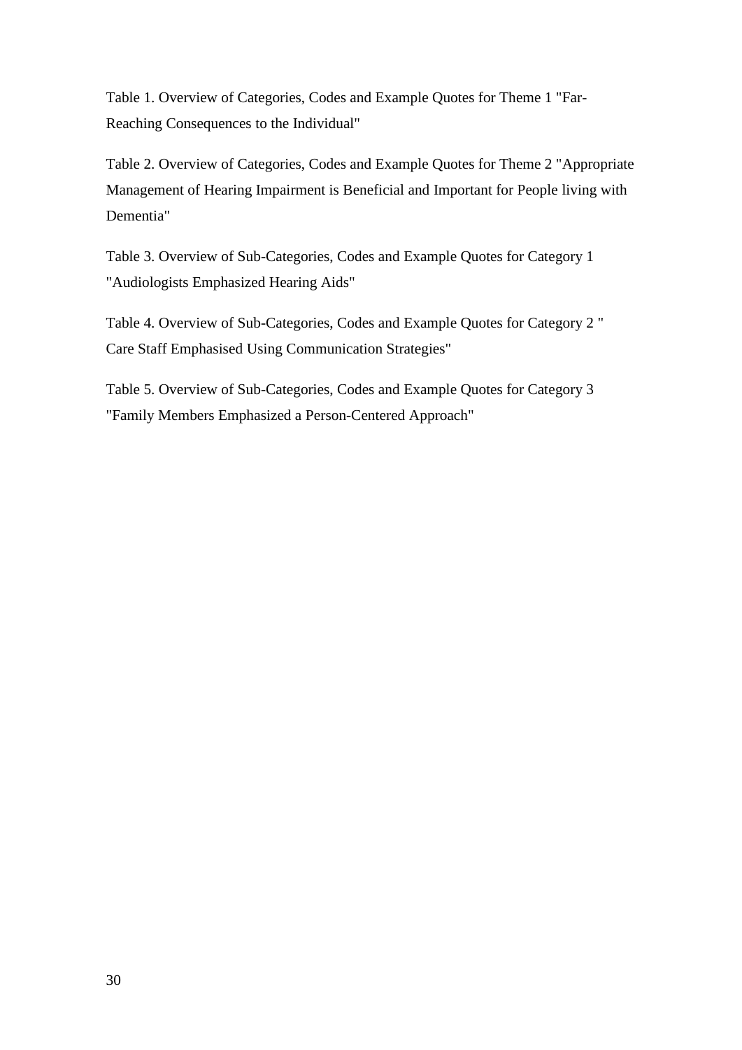Table 1. Overview of Categories, Codes and Example Quotes for Theme 1 "Far-Reaching Consequences to the Individual"

Table 2. Overview of Categories, Codes and Example Quotes for Theme 2 "Appropriate Management of Hearing Impairment is Beneficial and Important for People living with Dementia"

Table 3. Overview of Sub-Categories, Codes and Example Quotes for Category 1 "Audiologists Emphasized Hearing Aids"

Table 4. Overview of Sub-Categories, Codes and Example Quotes for Category 2 " Care Staff Emphasised Using Communication Strategies"

Table 5. Overview of Sub-Categories, Codes and Example Quotes for Category 3 "Family Members Emphasized a Person-Centered Approach"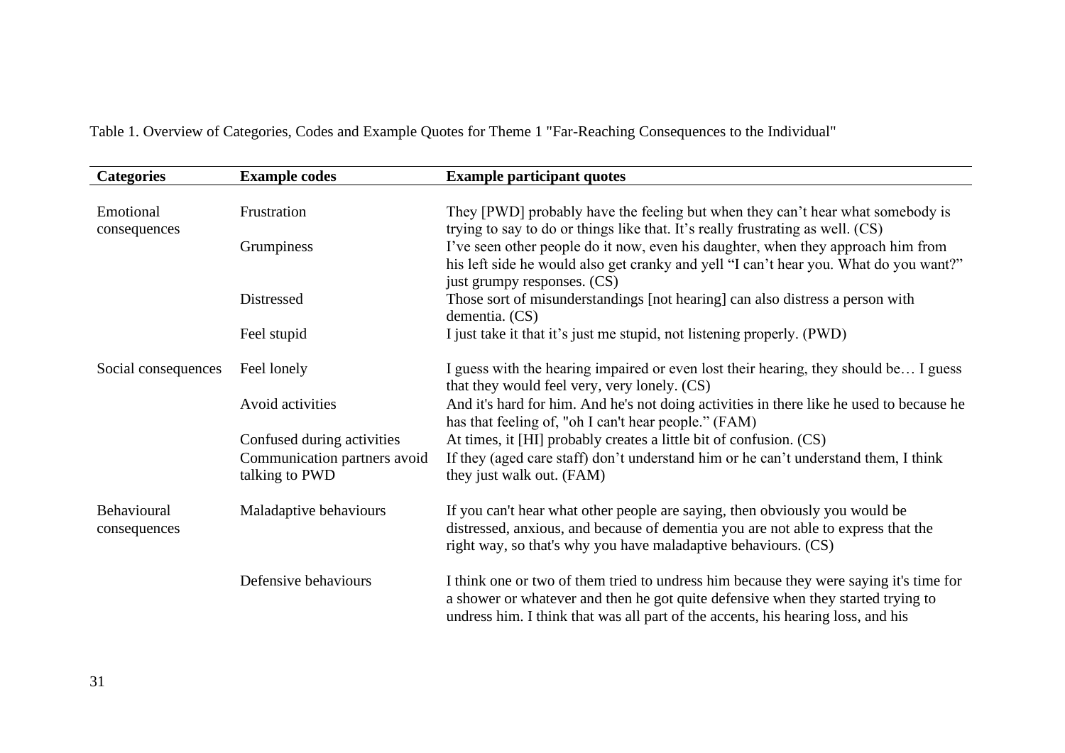Table 1. Overview of Categories, Codes and Example Quotes for Theme 1 "Far-Reaching Consequences to the Individual"

| Categories | Example codes | Example participant quotes |
|---|---|---|
| Emotional consequences | Frustration | They [PWD] probably have the feeling but when they can't hear what somebody is trying to say to do or things like that. It's really frustrating as well. (CS) |
| | Grumpiness | I've seen other people do it now, even his daughter, when they approach him from his left side he would also get cranky and yell "I can't hear you. What do you want?" just grumpy responses. (CS) |
| | Distressed | Those sort of misunderstandings [not hearing] can also distress a person with dementia. (CS) |
| | Feel stupid | I just take it that it's just me stupid, not listening properly. (PWD) |
| Social consequences | Feel lonely | I guess with the hearing impaired or even lost their hearing, they should be… I guess that they would feel very, very lonely. (CS) |
| | Avoid activities | And it's hard for him. And he's not doing activities in there like he used to because he has that feeling of, "oh I can't hear people." (FAM) |
| | Confused during activities | At times, it [HI] probably creates a little bit of confusion. (CS) |
| | Communication partners avoid talking to PWD | If they (aged care staff) don't understand him or he can't understand them, I think they just walk out. (FAM) |
| Behavioural consequences | Maladaptive behaviours | If you can't hear what other people are saying, then obviously you would be distressed, anxious, and because of dementia you are not able to express that the right way, so that's why you have maladaptive behaviours. (CS) |
| | Defensive behaviours | I think one or two of them tried to undress him because they were saying it's time for a shower or whatever and then he got quite defensive when they started trying to undress him. I think that was all part of the accents, his hearing loss, and his |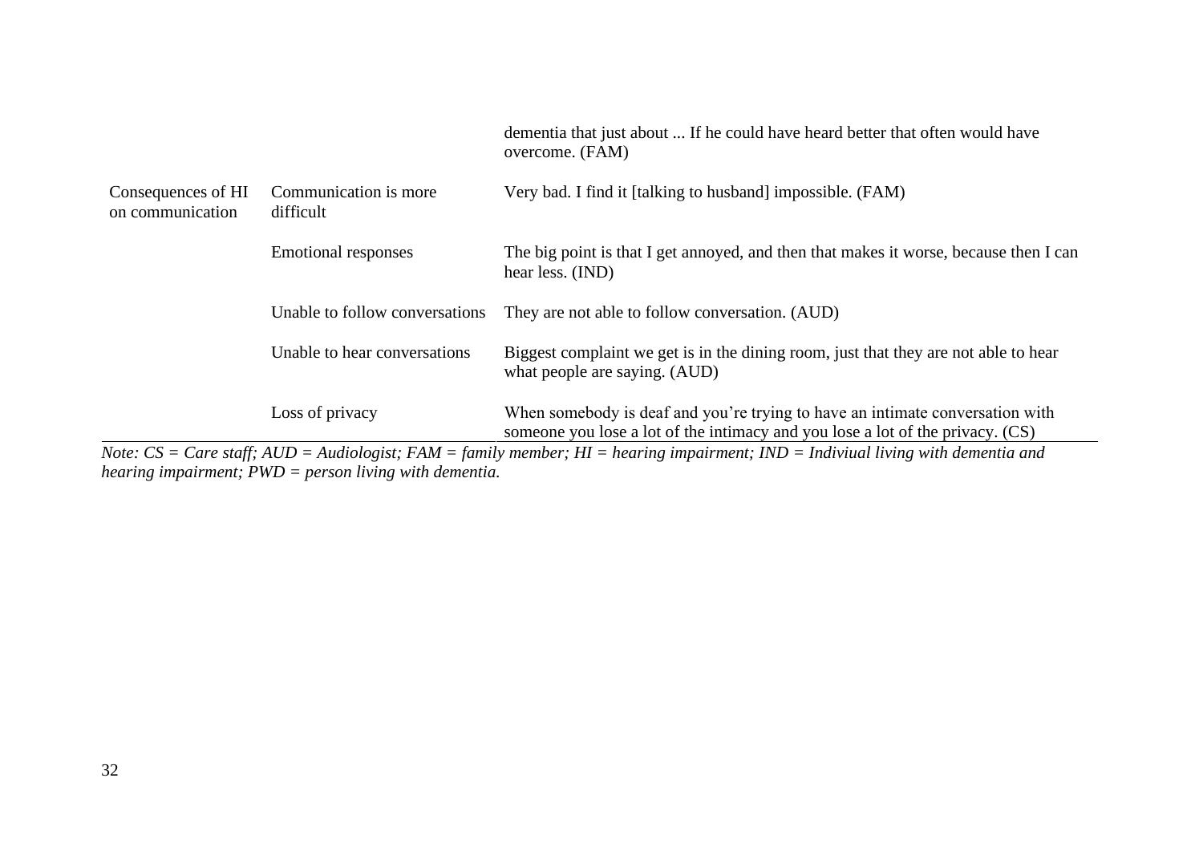| | | |
|---|---|---|
| | | dementia that just about ... If he could have heard better that often would have overcome. (FAM) |
| Consequences of HI on communication | Communication is more difficult | Very bad. I find it [talking to husband] impossible. (FAM) |
| | Emotional responses | The big point is that I get annoyed, and then that makes it worse, because then I can hear less. (IND) |
| | Unable to follow conversations | They are not able to follow conversation. (AUD) |
| | Unable to hear conversations | Biggest complaint we get is in the dining room, just that they are not able to hear what people are saying. (AUD) |
| | Loss of privacy | When somebody is deaf and you're trying to have an intimate conversation with someone you lose a lot of the intimacy and you lose a lot of the privacy. (CS) |

*Note: CS = Care staff; AUD = Audiologist; FAM = family member; HI = hearing impairment; IND = Indiviual living with dementia and hearing impairment; PWD = person living with dementia.*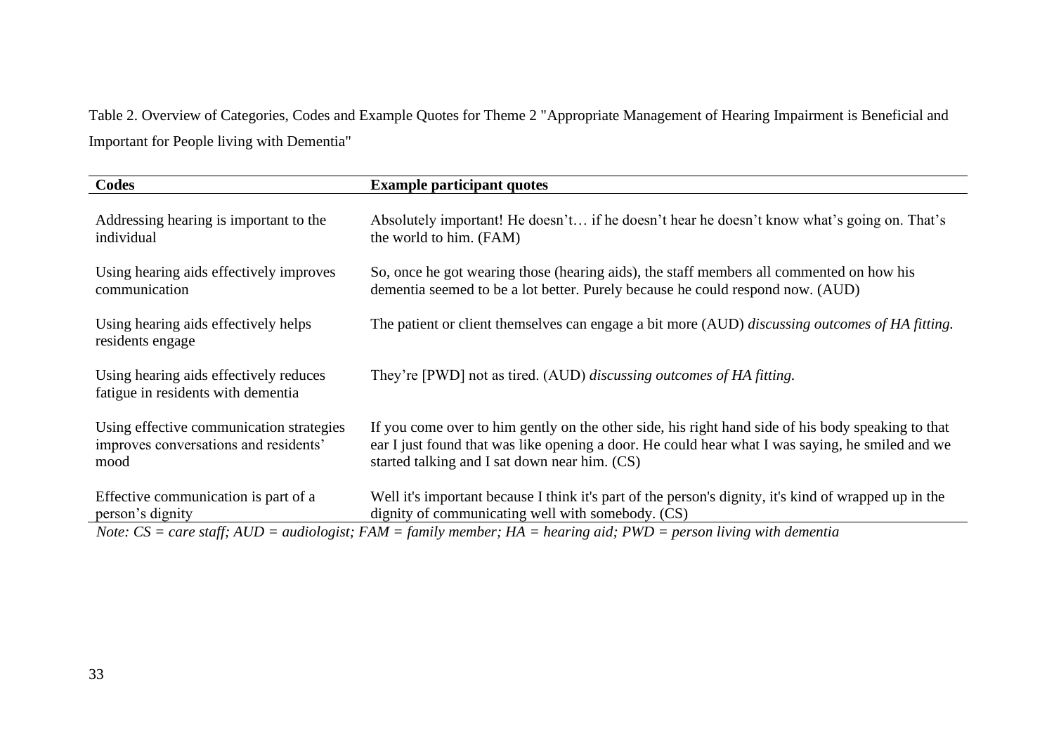Table 2. Overview of Categories, Codes and Example Quotes for Theme 2 "Appropriate Management of Hearing Impairment is Beneficial and Important for People living with Dementia"

| **Codes** | **Example participant quotes** |
|---|---|
| Addressing hearing is important to the individual | Absolutely important! He doesn't… if he doesn't hear he doesn't know what's going on. That's the world to him. (FAM) |
| Using hearing aids effectively improves communication | So, once he got wearing those (hearing aids), the staff members all commented on how his dementia seemed to be a lot better. Purely because he could respond now. (AUD) |
| Using hearing aids effectively helps residents engage | The patient or client themselves can engage a bit more (AUD) *discussing outcomes of HA fitting.* |
| Using hearing aids effectively reduces fatigue in residents with dementia | They're [PWD] not as tired. (AUD) *discussing outcomes of HA fitting.* |
| Using effective communication strategies improves conversations and residents' mood | If you come over to him gently on the other side, his right hand side of his body speaking to that ear I just found that was like opening a door. He could hear what I was saying, he smiled and we started talking and I sat down near him. (CS) |
| Effective communication is part of a person's dignity | Well it's important because I think it's part of the person's dignity, it's kind of wrapped up in the dignity of communicating well with somebody. (CS) |

*Note: CS = care staff; AUD = audiologist; FAM = family member; HA = hearing aid; PWD = person living with dementia*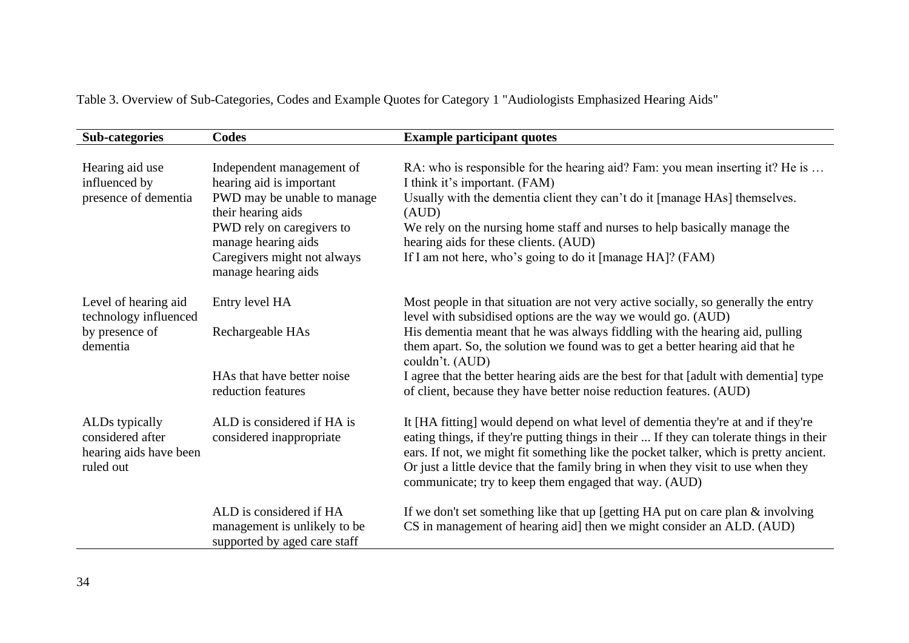Table 3. Overview of Sub-Categories, Codes and Example Quotes for Category 1 "Audiologists Emphasized Hearing Aids"

| Sub-categories | Codes | Example participant quotes |
|---|---|---|
| Hearing aid use influenced by presence of dementia | Independent management of hearing aid is important | RA: who is responsible for the hearing aid? Fam: you mean inserting it? He is … I think it's important. (FAM) |
| | PWD may be unable to manage their hearing aids | Usually with the dementia client they can't do it [manage HAs] themselves. (AUD) |
| | PWD rely on caregivers to manage hearing aids | We rely on the nursing home staff and nurses to help basically manage the hearing aids for these clients. (AUD) |
| | Caregivers might not always manage hearing aids | If I am not here, who's going to do it [manage HA]? (FAM) |
| Level of hearing aid technology influenced by presence of dementia | Entry level HA | Most people in that situation are not very active socially, so generally the entry level with subsidised options are the way we would go. (AUD) |
| | Rechargeable HAs | His dementia meant that he was always fiddling with the hearing aid, pulling them apart. So, the solution we found was to get a better hearing aid that he couldn't. (AUD) |
| | HAs that have better noise reduction features | I agree that the better hearing aids are the best for that [adult with dementia] type of client, because they have better noise reduction features. (AUD) |
| ALDs typically considered after hearing aids have been ruled out | ALD is considered if HA is considered inappropriate | It [HA fitting] would depend on what level of dementia they're at and if they're eating things, if they're putting things in their ... If they can tolerate things in their ears. If not, we might fit something like the pocket talker, which is pretty ancient. Or just a little device that the family bring in when they visit to use when they communicate; try to keep them engaged that way. (AUD) |
| | ALD is considered if HA management is unlikely to be supported by aged care staff | If we don't set something like that up [getting HA put on care plan & involving CS in management of hearing aid] then we might consider an ALD. (AUD) |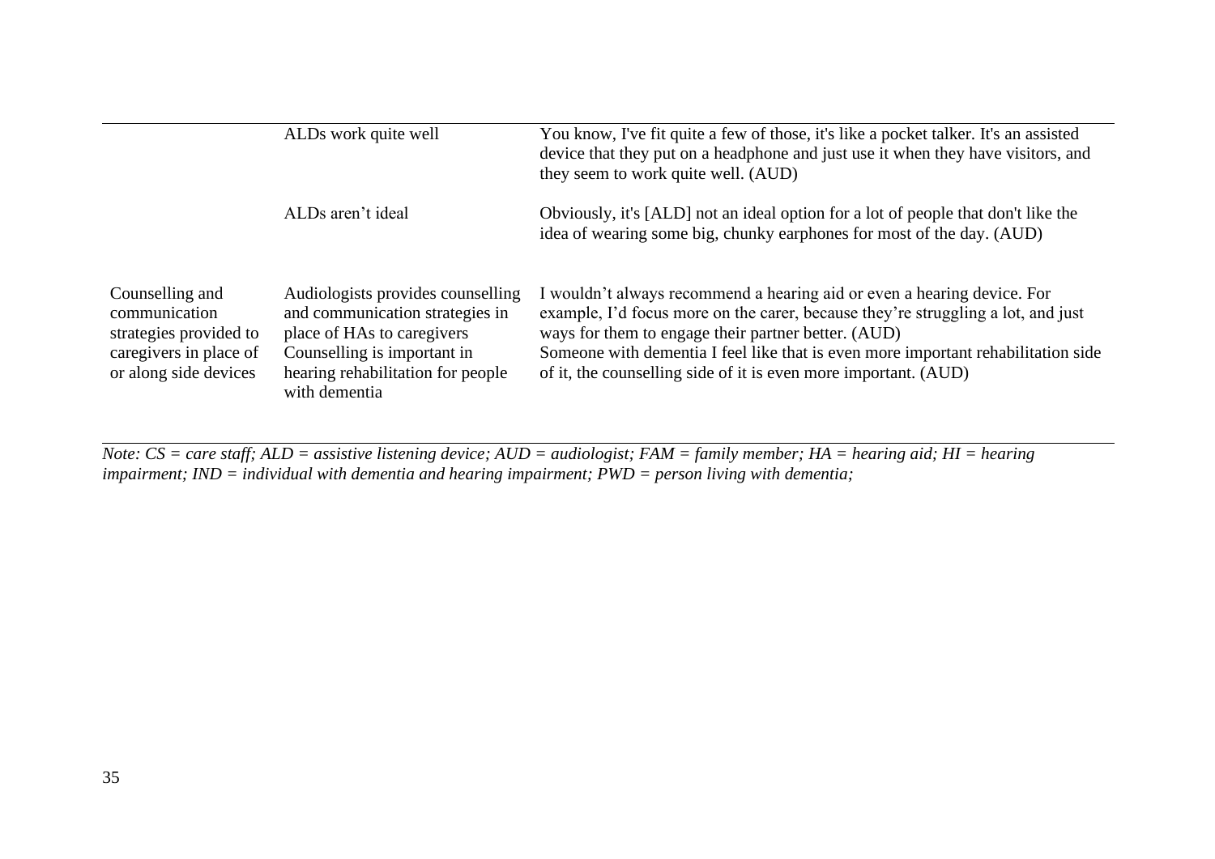| | | |
|---|---|---|
| | ALDs work quite well | You know, I've fit quite a few of those, it's like a pocket talker. It's an assisted device that they put on a headphone and just use it when they have visitors, and they seem to work quite well. (AUD) |
| | ALDs aren't ideal | Obviously, it's [ALD] not an ideal option for a lot of people that don't like the idea of wearing some big, chunky earphones for most of the day. (AUD) |
| Counselling and communication strategies provided to caregivers in place of or along side devices | Audiologists provides counselling and communication strategies in place of HAs to caregivers<br>Counselling is important in hearing rehabilitation for people with dementia | I wouldn't always recommend a hearing aid or even a hearing device. For example, I'd focus more on the carer, because they're struggling a lot, and just ways for them to engage their partner better. (AUD)<br>Someone with dementia I feel like that is even more important rehabilitation side of it, the counselling side of it is even more important. (AUD) |

*Note: CS = care staff; ALD = assistive listening device; AUD = audiologist; FAM = family member; HA = hearing aid; HI = hearing impairment; IND = individual with dementia and hearing impairment; PWD = person living with dementia;*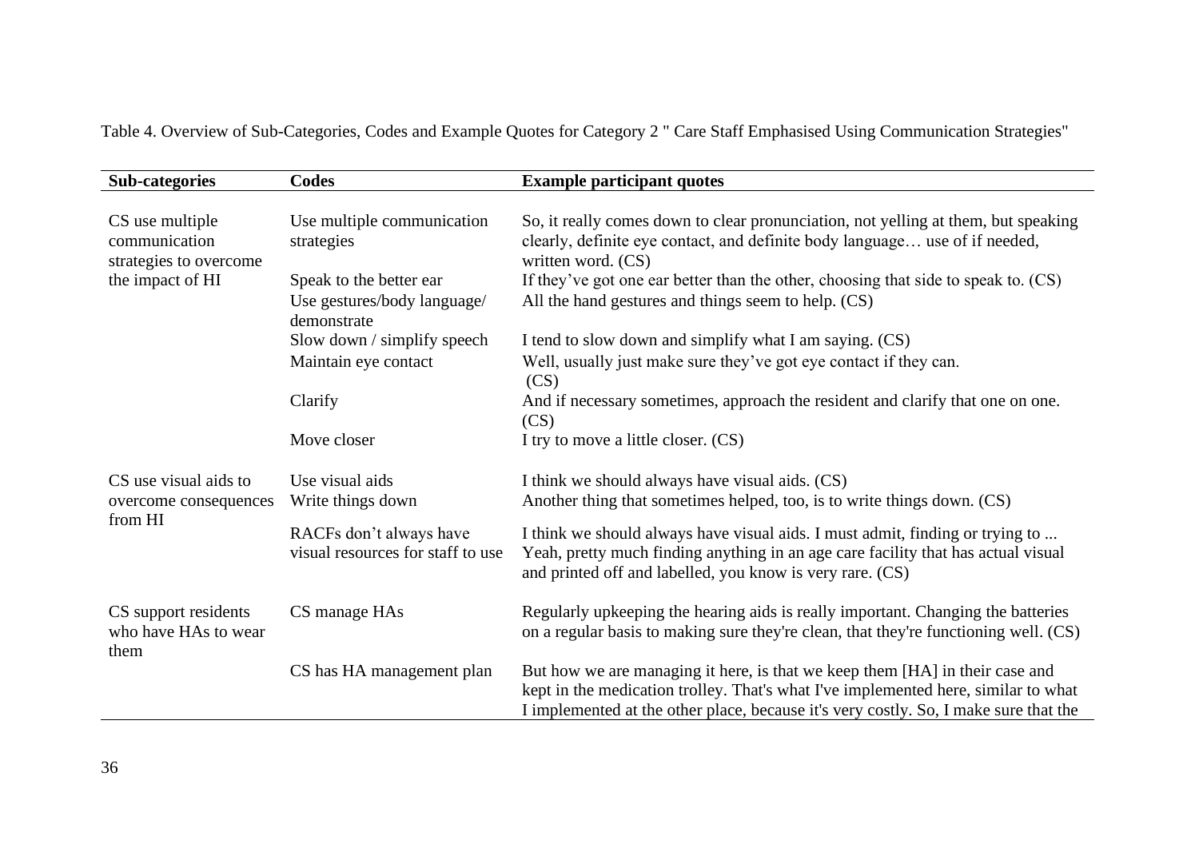Table 4. Overview of Sub-Categories, Codes and Example Quotes for Category 2 " Care Staff Emphasised Using Communication Strategies"

| Sub-categories | Codes | Example participant quotes |
|---|---|---|
| CS use multiple communication strategies to overcome the impact of HI | Use multiple communication strategies | So, it really comes down to clear pronunciation, not yelling at them, but speaking clearly, definite eye contact, and definite body language… use of if needed, written word. (CS) |
| | Speak to the better ear | If they've got one ear better than the other, choosing that side to speak to. (CS) |
| | Use gestures/body language/ demonstrate | All the hand gestures and things seem to help. (CS) |
| | Slow down / simplify speech | I tend to slow down and simplify what I am saying. (CS) |
| | Maintain eye contact | Well, usually just make sure they've got eye contact if they can. (CS) |
| | Clarify | And if necessary sometimes, approach the resident and clarify that one on one. (CS) |
| | Move closer | I try to move a little closer. (CS) |
| CS use visual aids to overcome consequences from HI | Use visual aids | I think we should always have visual aids. (CS) |
| | Write things down | Another thing that sometimes helped, too, is to write things down. (CS) |
| | RACFs don't always have visual resources for staff to use | I think we should always have visual aids. I must admit, finding or trying to ... Yeah, pretty much finding anything in an age care facility that has actual visual and printed off and labelled, you know is very rare. (CS) |
| CS support residents who have HAs to wear them | CS manage HAs | Regularly upkeeping the hearing aids is really important. Changing the batteries on a regular basis to making sure they're clean, that they're functioning well. (CS) |
| | CS has HA management plan | But how we are managing it here, is that we keep them [HA] in their case and kept in the medication trolley. That's what I've implemented here, similar to what I implemented at the other place, because it's very costly. So, I make sure that the |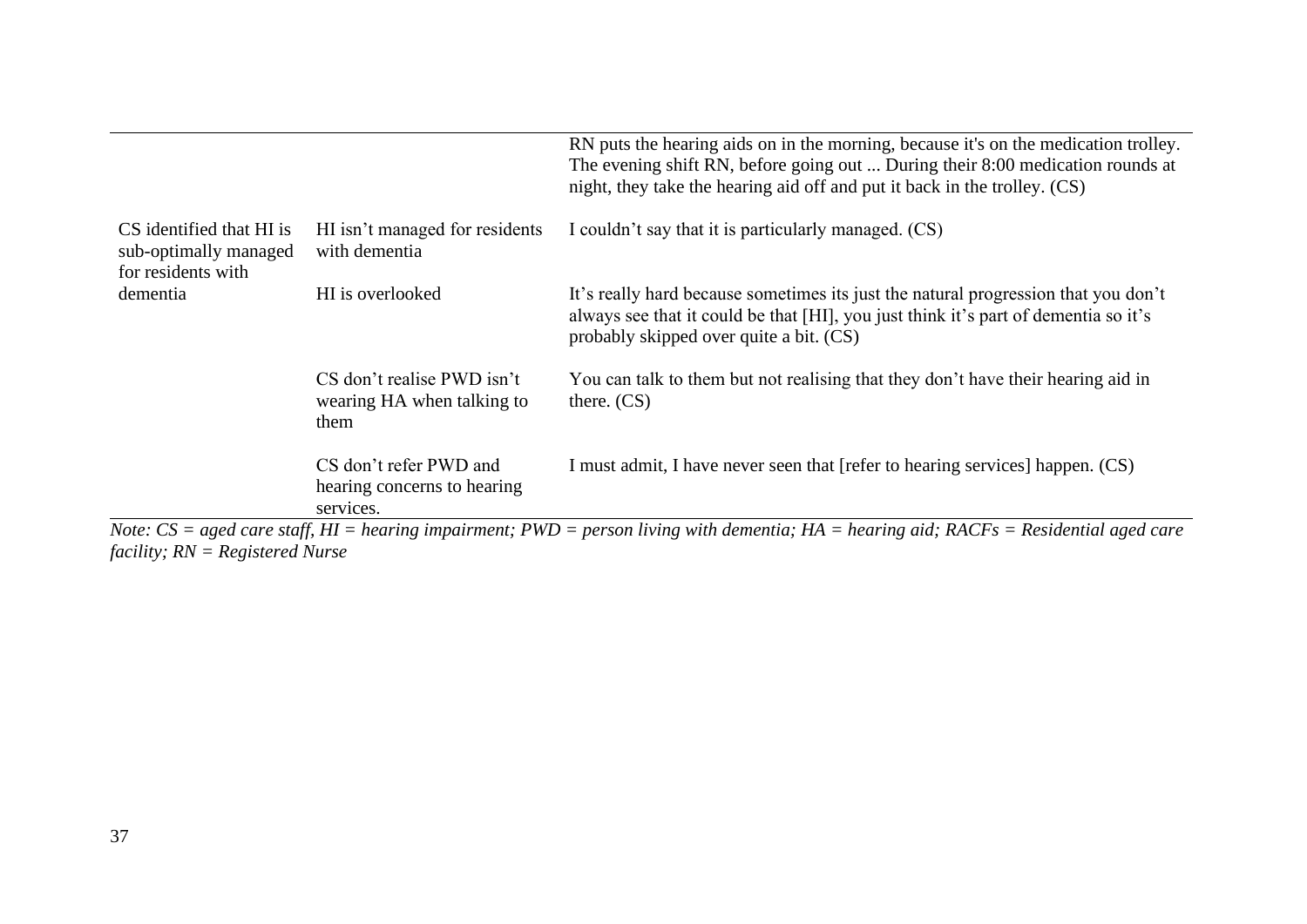| | | |
|---|---|---|
| | | RN puts the hearing aids on in the morning, because it's on the medication trolley. The evening shift RN, before going out ... During their 8:00 medication rounds at night, they take the hearing aid off and put it back in the trolley. (CS) |
| CS identified that HI is sub-optimally managed for residents with dementia | HI isn't managed for residents with dementia | I couldn't say that it is particularly managed. (CS) |
| | HI is overlooked | It's really hard because sometimes its just the natural progression that you don't always see that it could be that [HI], you just think it's part of dementia so it's probably skipped over quite a bit. (CS) |
| | CS don't realise PWD isn't wearing HA when talking to them | You can talk to them but not realising that they don't have their hearing aid in there. (CS) |
| | CS don't refer PWD and hearing concerns to hearing services. | I must admit, I have never seen that [refer to hearing services] happen. (CS) |

*Note: CS = aged care staff, HI = hearing impairment; PWD = person living with dementia; HA = hearing aid; RACFs = Residential aged care facility; RN = Registered Nurse*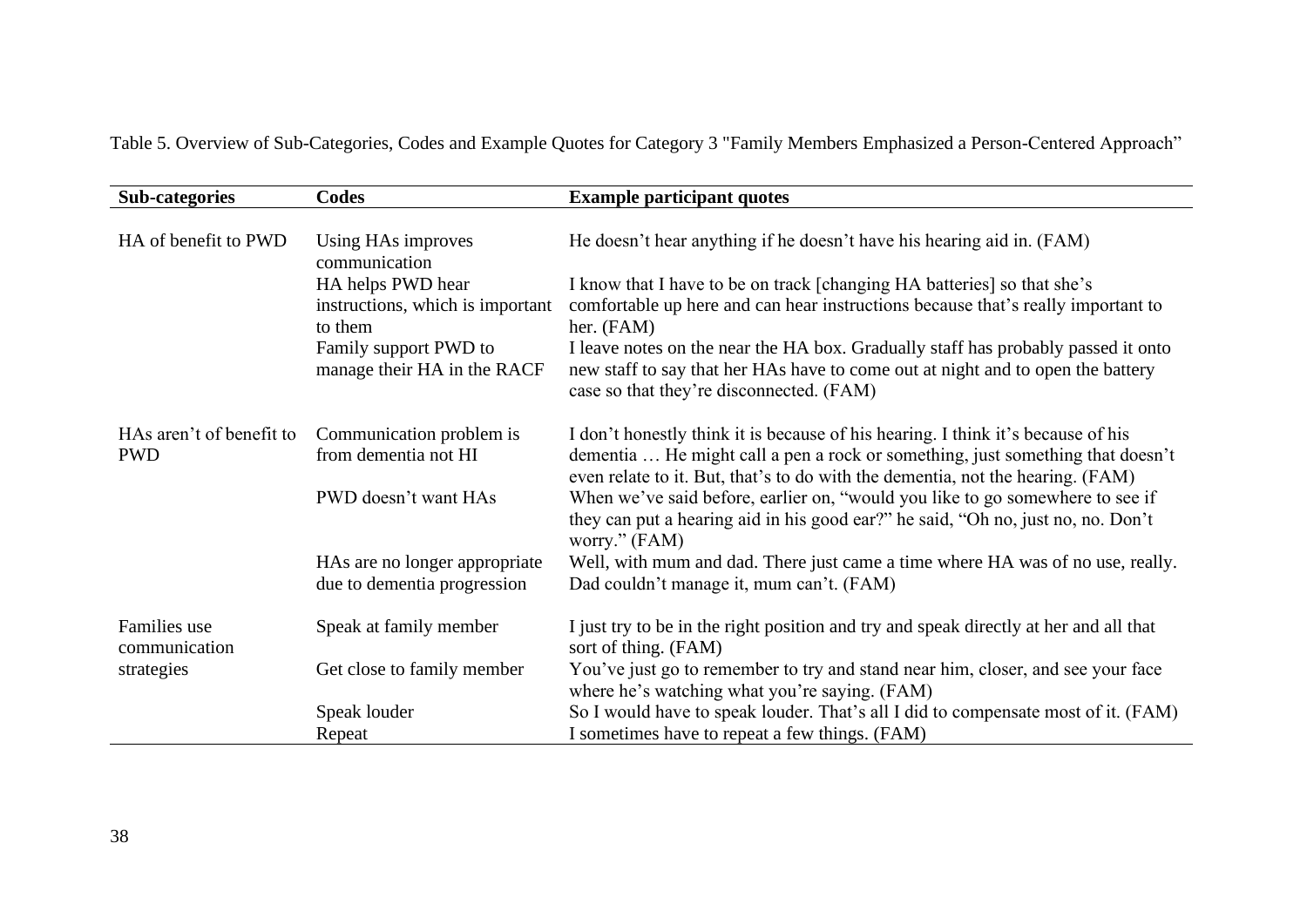Table 5. Overview of Sub-Categories, Codes and Example Quotes for Category 3 "Family Members Emphasized a Person-Centered Approach"

| Sub-categories | Codes | Example participant quotes |
|---|---|---|
| HA of benefit to PWD | Using HAs improves communication | He doesn't hear anything if he doesn't have his hearing aid in. (FAM) |
| | HA helps PWD hear instructions, which is important to them | I know that I have to be on track [changing HA batteries] so that she's comfortable up here and can hear instructions because that's really important to her. (FAM) |
| | Family support PWD to manage their HA in the RACF | I leave notes on the near the HA box. Gradually staff has probably passed it onto new staff to say that her HAs have to come out at night and to open the battery case so that they're disconnected. (FAM) |
| HAs aren't of benefit to PWD | Communication problem is from dementia not HI | I don't honestly think it is because of his hearing. I think it's because of his dementia … He might call a pen a rock or something, just something that doesn't even relate to it. But, that's to do with the dementia, not the hearing. (FAM) |
| | PWD doesn't want HAs | When we've said before, earlier on, "would you like to go somewhere to see if they can put a hearing aid in his good ear?" he said, "Oh no, just no, no. Don't worry." (FAM) |
| | HAs are no longer appropriate due to dementia progression | Well, with mum and dad. There just came a time where HA was of no use, really. Dad couldn't manage it, mum can't. (FAM) |
| Families use communication strategies | Speak at family member | I just try to be in the right position and try and speak directly at her and all that sort of thing. (FAM) |
| | Get close to family member | You've just go to remember to try and stand near him, closer, and see your face where he's watching what you're saying. (FAM) |
| | Speak louder | So I would have to speak louder. That's all I did to compensate most of it. (FAM) |
| | Repeat | I sometimes have to repeat a few things. (FAM) |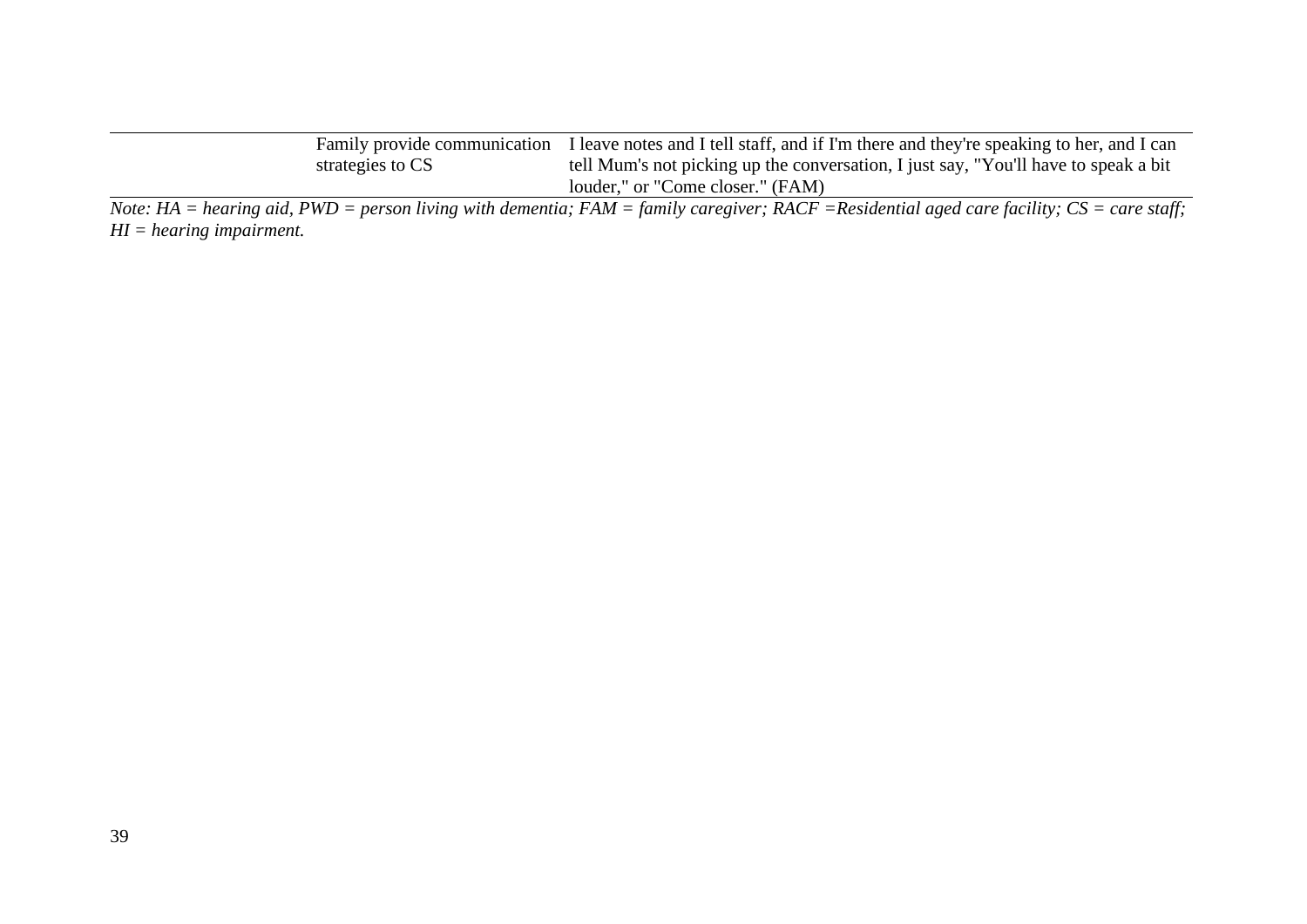| | | |
|---|---|---|
| | Family provide communication strategies to CS | I leave notes and I tell staff, and if I'm there and they're speaking to her, and I can tell Mum's not picking up the conversation, I just say, "You'll have to speak a bit louder," or "Come closer." (FAM) |

*Note: HA = hearing aid, PWD = person living with dementia; FAM = family caregiver; RACF =Residential aged care facility; CS = care staff; HI = hearing impairment.*